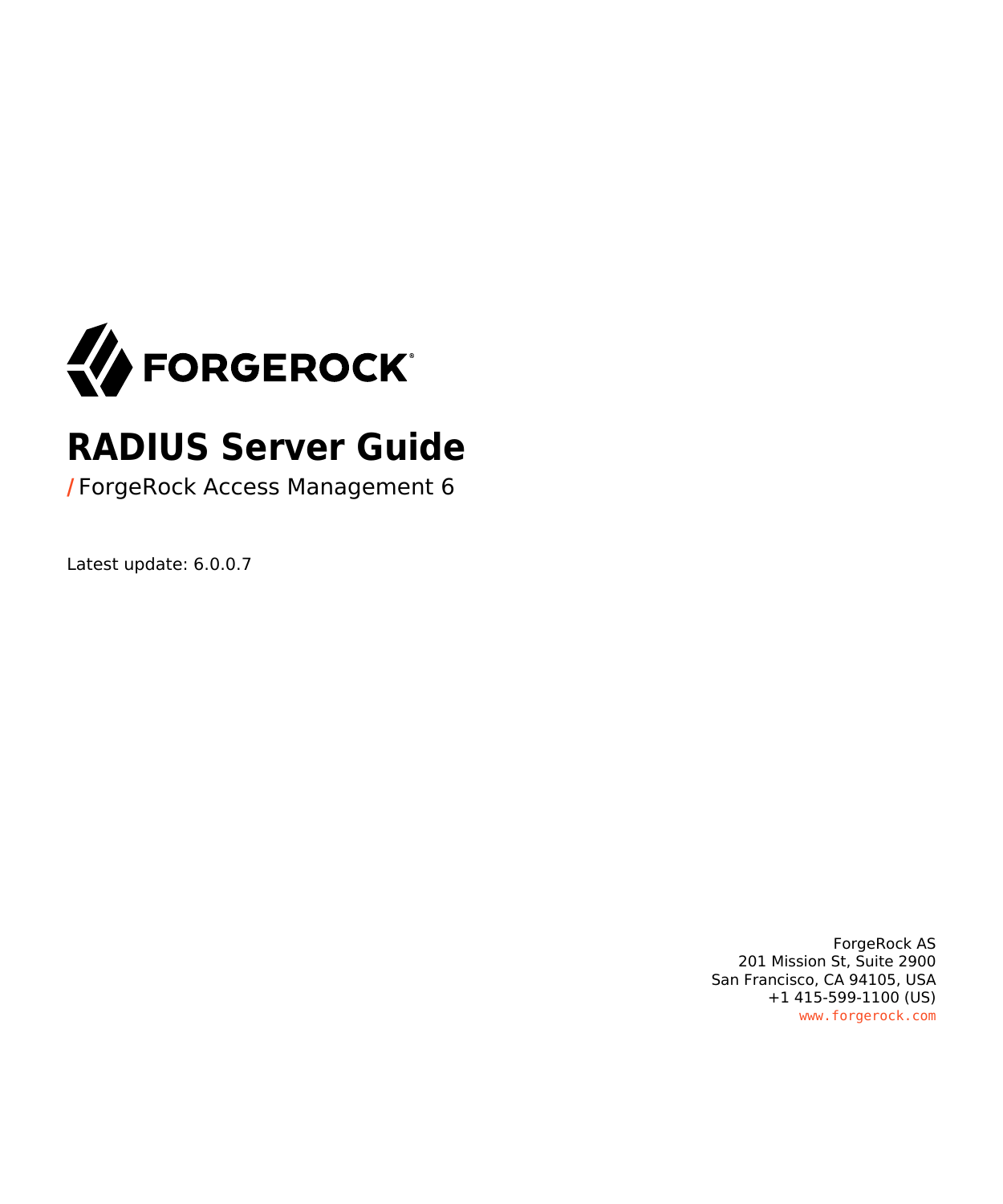FORGEROCK

# RADIUS Server Guide

/ ForgeRock Access Management 6

Latest update: 6.0.0.7

ForgeRock AS
201 Mission St, Suite 2900
San Francisco, CA 94105, USA
+1 415-599-1100 (US)
www.forgerock.com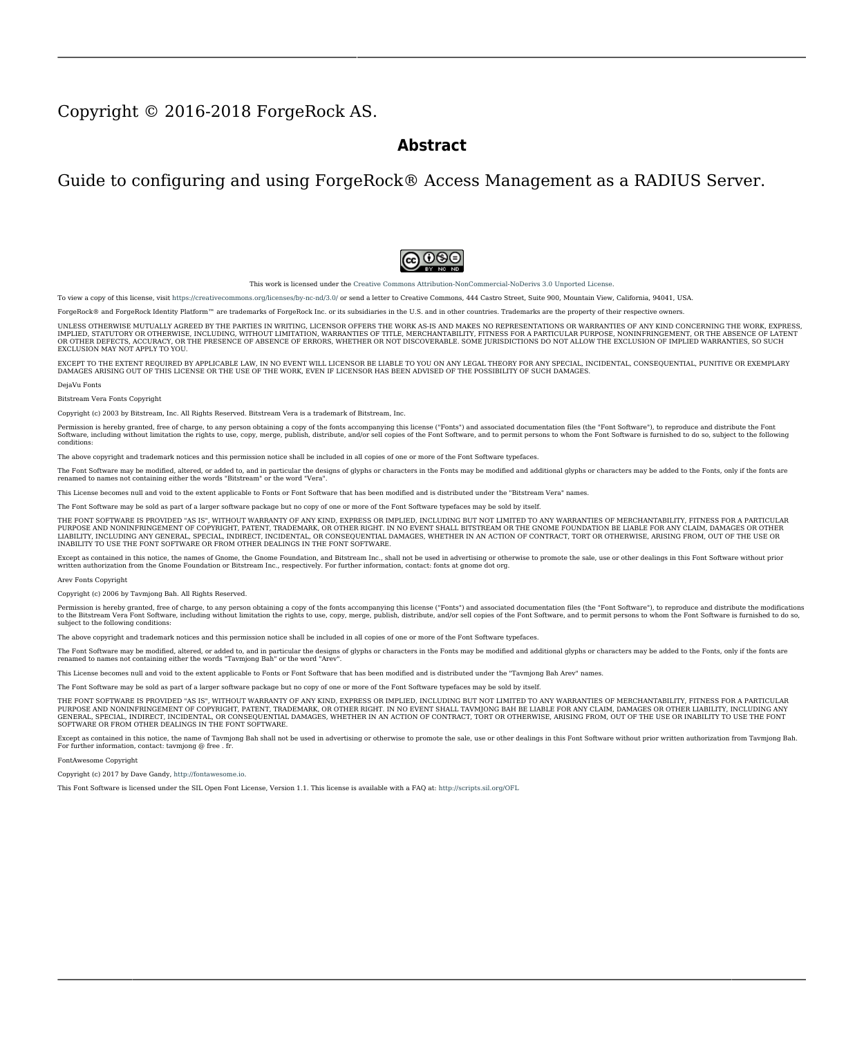Copyright © 2016-2018 ForgeRock AS.

## Abstract

Guide to configuring and using ForgeRock® Access Management as a RADIUS Server.

This work is licensed under the Creative Commons Attribution-NonCommercial-NoDerivs 3.0 Unported License.

To view a copy of this license, visit https://creativecommons.org/licenses/by-nc-nd/3.0/ or send a letter to Creative Commons, 444 Castro Street, Suite 900, Mountain View, California, 94041, USA.

ForgeRock® and ForgeRock Identity Platform™ are trademarks of ForgeRock Inc. or its subsidiaries in the U.S. and in other countries. Trademarks are the property of their respective owners.

UNLESS OTHERWISE MUTUALLY AGREED BY THE PARTIES IN WRITING, LICENSOR OFFERS THE WORK AS-IS AND MAKES NO REPRESENTATIONS OR WARRANTIES OF ANY KIND CONCERNING THE WORK, EXPRESS, IMPLIED, STATUTORY OR OTHERWISE, INCLUDING, WITHOUT LIMITATION, WARRANTIES OF TITLE, MERCHANTABILITY, FITNESS FOR A PARTICULAR PURPOSE, NONINFRINGEMENT, OR THE ABSENCE OF LATENT OR OTHER DEFECTS, ACCURACY, OR THE PRESENCE OF ABSENCE OF ERRORS, WHETHER OR NOT DISCOVERABLE. SOME JURISDICTIONS DO NOT ALLOW THE EXCLUSION OF IMPLIED WARRANTIES, SO SUCH EXCLUSION MAY NOT APPLY TO YOU.

EXCEPT TO THE EXTENT REQUIRED BY APPLICABLE LAW, IN NO EVENT WILL LICENSOR BE LIABLE TO YOU ON ANY LEGAL THEORY FOR ANY SPECIAL, INCIDENTAL, CONSEQUENTIAL, PUNITIVE OR EXEMPLARY DAMAGES ARISING OUT OF THIS LICENSE OR THE USE OF THE WORK, EVEN IF LICENSOR HAS BEEN ADVISED OF THE POSSIBILITY OF SUCH DAMAGES.

DejaVu Fonts

Bitstream Vera Fonts Copyright

Copyright (c) 2003 by Bitstream, Inc. All Rights Reserved. Bitstream Vera is a trademark of Bitstream, Inc.

Permission is hereby granted, free of charge, to any person obtaining a copy of the fonts accompanying this license ("Fonts") and associated documentation files (the "Font Software"), to reproduce and distribute the Font Software, including without limitation the rights to use, copy, merge, publish, distribute, and/or sell copies of the Font Software, and to permit persons to whom the Font Software is furnished to do so, subject to the following conditions:

The above copyright and trademark notices and this permission notice shall be included in all copies of one or more of the Font Software typefaces.

The Font Software may be modified, altered, or added to, and in particular the designs of glyphs or characters in the Fonts may be modified and additional glyphs or characters may be added to the Fonts, only if the fonts are renamed to names not containing either the words "Bitstream" or the word "Vera".

This License becomes null and void to the extent applicable to Fonts or Font Software that has been modified and is distributed under the "Bitstream Vera" names.

The Font Software may be sold as part of a larger software package but no copy of one or more of the Font Software typefaces may be sold by itself.

THE FONT SOFTWARE IS PROVIDED "AS IS", WITHOUT WARRANTY OF ANY KIND, EXPRESS OR IMPLIED, INCLUDING BUT NOT LIMITED TO ANY WARRANTIES OF MERCHANTABILITY, FITNESS FOR A PARTICULAR PURPOSE AND NONINFRINGEMENT OF COPYRIGHT, PATENT, TRADEMARK, OR OTHER RIGHT. IN NO EVENT SHALL BITSTREAM OR THE GNOME FOUNDATION BE LIABLE FOR ANY CLAIM, DAMAGES OR OTHER LIABILITY, INCLUDING ANY GENERAL, SPECIAL, INDIRECT, INCIDENTAL, OR CONSEQUENTIAL DAMAGES, WHETHER IN AN ACTION OF CONTRACT, TORT OR OTHERWISE, ARISING FROM, OUT OF THE USE OR INABILITY TO USE THE FONT SOFTWARE OR FROM OTHER DEALINGS IN THE FONT SOFTWARE.

Except as contained in this notice, the names of Gnome, the Gnome Foundation, and Bitstream Inc., shall not be used in advertising or otherwise to promote the sale, use or other dealings in this Font Software without prior written authorization from the Gnome Foundation or Bitstream Inc., respectively. For further information, contact: fonts at gnome dot org.

Arev Fonts Copyright

Copyright (c) 2006 by Tavmjong Bah. All Rights Reserved.

Permission is hereby granted, free of charge, to any person obtaining a copy of the fonts accompanying this license ("Fonts") and associated documentation files (the "Font Software"), to reproduce and distribute the modifications to the Bitstream Vera Font Software, including without limitation the rights to use, copy, merge, publish, distribute, and/or sell copies of the Font Software, and to permit persons to whom the Font Software is furnished to do so, subject to the following conditions:

The above copyright and trademark notices and this permission notice shall be included in all copies of one or more of the Font Software typefaces.

The Font Software may be modified, altered, or added to, and in particular the designs of glyphs or characters in the Fonts may be modified and additional glyphs or characters may be added to the Fonts, only if the fonts are renamed to names not containing either the words "Tavmjong Bah" or the word "Arev".

This License becomes null and void to the extent applicable to Fonts or Font Software that has been modified and is distributed under the "Tavmjong Bah Arev" names.

The Font Software may be sold as part of a larger software package but no copy of one or more of the Font Software typefaces may be sold by itself.

THE FONT SOFTWARE IS PROVIDED "AS IS", WITHOUT WARRANTY OF ANY KIND, EXPRESS OR IMPLIED, INCLUDING BUT NOT LIMITED TO ANY WARRANTIES OF MERCHANTABILITY, FITNESS FOR A PARTICULAR PURPOSE AND NONINFRINGEMENT OF COPYRIGHT, PATENT, TRADEMARK, OR OTHER RIGHT. IN NO EVENT SHALL TAVMJONG BAH BE LIABLE FOR ANY CLAIM, DAMAGES OR OTHER LIABILITY, INCLUDING ANY GENERAL, SPECIAL, INDIRECT, INCIDENTAL, OR CONSEQUENTIAL DAMAGES, WHETHER IN AN ACTION OF CONTRACT, TORT OR OTHERWISE, ARISING FROM, OUT OF THE USE OR INABILITY TO USE THE FONT SOFTWARE OR FROM OTHER DEALINGS IN THE FONT SOFTWARE.

Except as contained in this notice, the name of Tavmjong Bah shall not be used in advertising or otherwise to promote the sale, use or other dealings in this Font Software without prior written authorization from Tavmjong Bah. For further information, contact: tavmjong @ free . fr.

FontAwesome Copyright

Copyright (c) 2017 by Dave Gandy, http://fontawesome.io.

This Font Software is licensed under the SIL Open Font License, Version 1.1. This license is available with a FAQ at: http://scripts.sil.org/OFL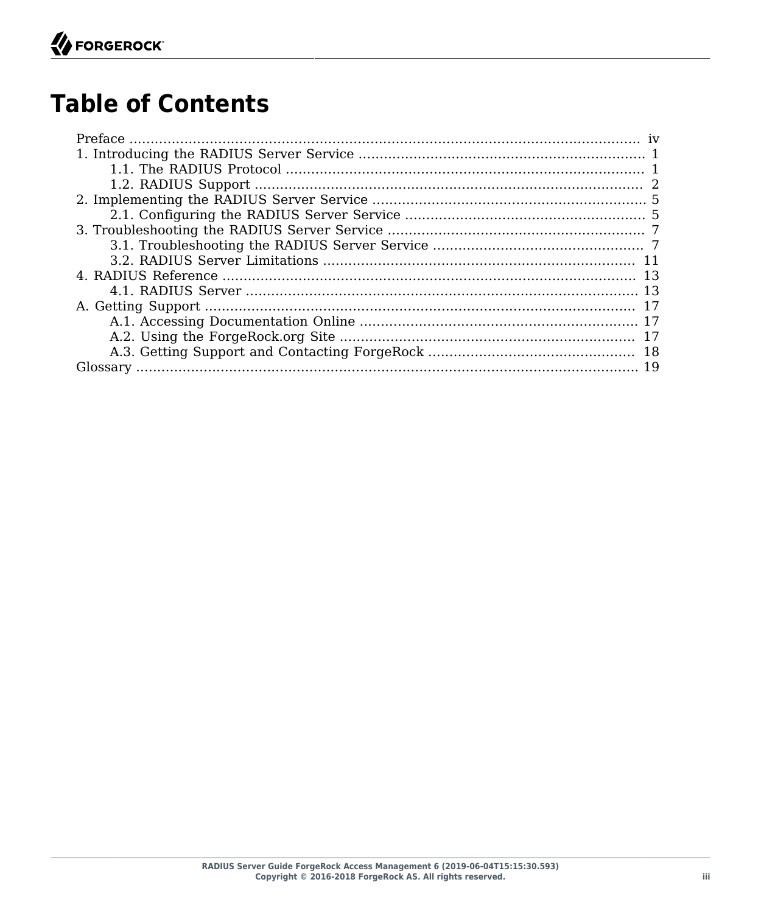# Table of Contents

- Preface ..... iv
- 1. Introducing the RADIUS Server Service ..... 1
  - 1.1. The RADIUS Protocol ..... 1
  - 1.2. RADIUS Support ..... 2
- 2. Implementing the RADIUS Server Service ..... 5
  - 2.1. Configuring the RADIUS Server Service ..... 5
- 3. Troubleshooting the RADIUS Server Service ..... 7
  - 3.1. Troubleshooting the RADIUS Server Service ..... 7
  - 3.2. RADIUS Server Limitations ..... 11
- 4. RADIUS Reference ..... 13
  - 4.1. RADIUS Server ..... 13
- A. Getting Support ..... 17
  - A.1. Accessing Documentation Online ..... 17
  - A.2. Using the ForgeRock.org Site ..... 17
  - A.3. Getting Support and Contacting ForgeRock ..... 18
- Glossary ..... 19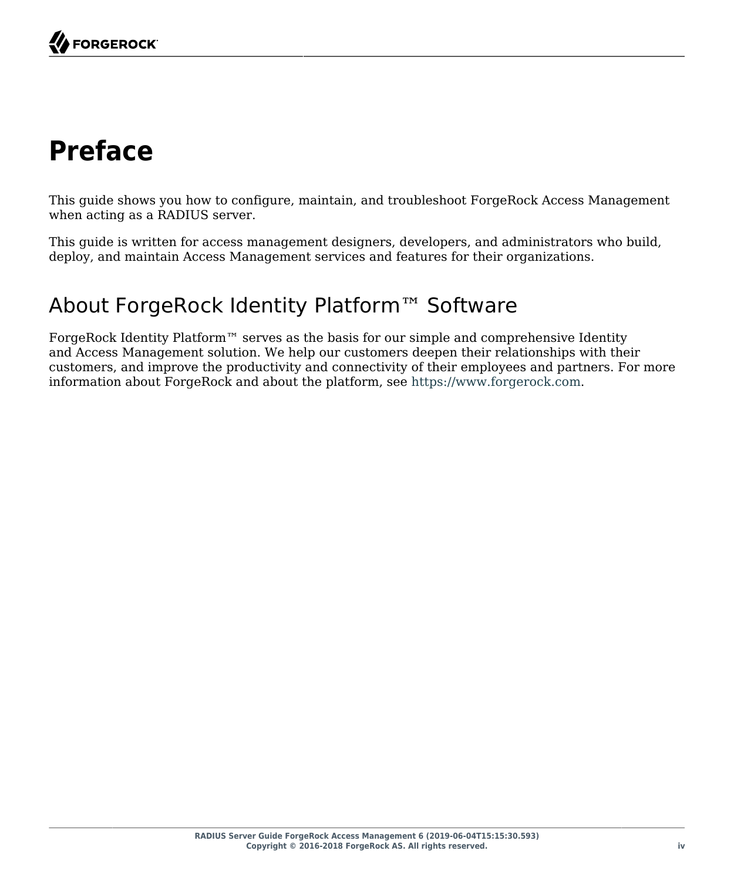# Preface

This guide shows you how to configure, maintain, and troubleshoot ForgeRock Access Management when acting as a RADIUS server.

This guide is written for access management designers, developers, and administrators who build, deploy, and maintain Access Management services and features for their organizations.

## About ForgeRock Identity Platform™ Software

ForgeRock Identity Platform™ serves as the basis for our simple and comprehensive Identity and Access Management solution. We help our customers deepen their relationships with their customers, and improve the productivity and connectivity of their employees and partners. For more information about ForgeRock and about the platform, see https://www.forgerock.com.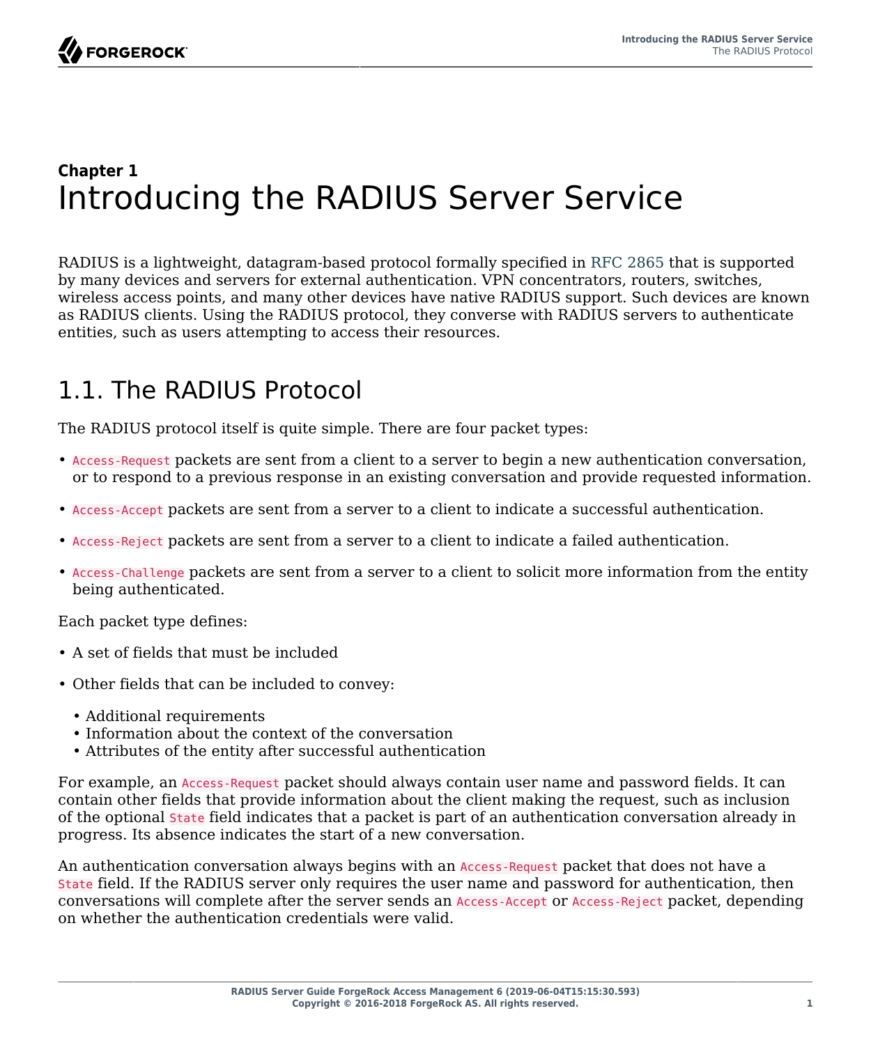Chapter 1

# Introducing the RADIUS Server Service

RADIUS is a lightweight, datagram-based protocol formally specified in RFC 2865 that is supported by many devices and servers for external authentication. VPN concentrators, routers, switches, wireless access points, and many other devices have native RADIUS support. Such devices are known as RADIUS clients. Using the RADIUS protocol, they converse with RADIUS servers to authenticate entities, such as users attempting to access their resources.

## 1.1. The RADIUS Protocol

The RADIUS protocol itself is quite simple. There are four packet types:

- `Access-Request` packets are sent from a client to a server to begin a new authentication conversation, or to respond to a previous response in an existing conversation and provide requested information.
- `Access-Accept` packets are sent from a server to a client to indicate a successful authentication.
- `Access-Reject` packets are sent from a server to a client to indicate a failed authentication.
- `Access-Challenge` packets are sent from a server to a client to solicit more information from the entity being authenticated.

Each packet type defines:

- A set of fields that must be included
- Other fields that can be included to convey:
  - Additional requirements
  - Information about the context of the conversation
  - Attributes of the entity after successful authentication

For example, an `Access-Request` packet should always contain user name and password fields. It can contain other fields that provide information about the client making the request, such as inclusion of the optional `State` field indicates that a packet is part of an authentication conversation already in progress. Its absence indicates the start of a new conversation.

An authentication conversation always begins with an `Access-Request` packet that does not have a `State` field. If the RADIUS server only requires the user name and password for authentication, then conversations will complete after the server sends an `Access-Accept` or `Access-Reject` packet, depending on whether the authentication credentials were valid.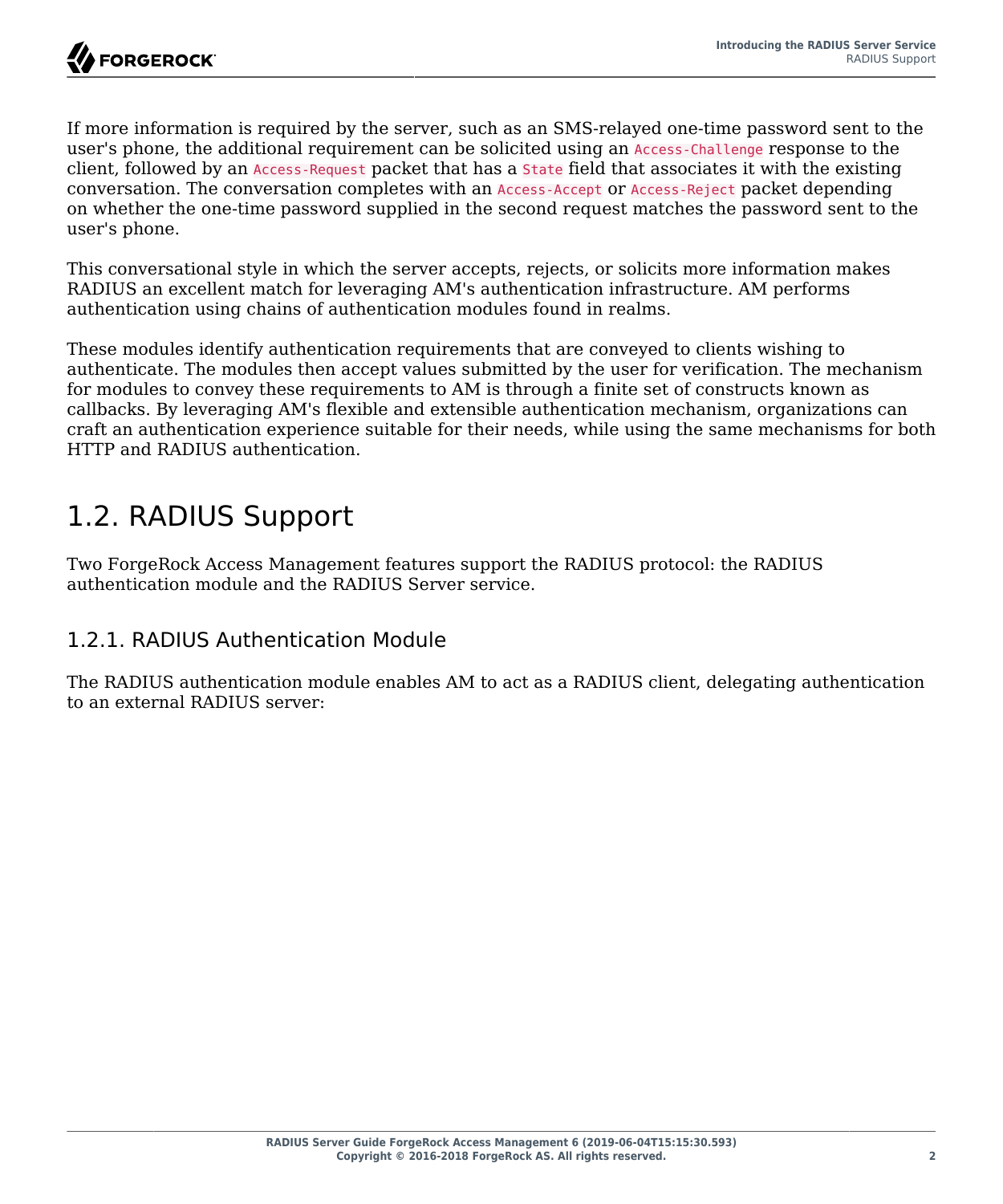If more information is required by the server, such as an SMS-relayed one-time password sent to the user's phone, the additional requirement can be solicited using an `Access-Challenge` response to the client, followed by an `Access-Request` packet that has a `State` field that associates it with the existing conversation. The conversation completes with an `Access-Accept` or `Access-Reject` packet depending on whether the one-time password supplied in the second request matches the password sent to the user's phone.

This conversational style in which the server accepts, rejects, or solicits more information makes RADIUS an excellent match for leveraging AM's authentication infrastructure. AM performs authentication using chains of authentication modules found in realms.

These modules identify authentication requirements that are conveyed to clients wishing to authenticate. The modules then accept values submitted by the user for verification. The mechanism for modules to convey these requirements to AM is through a finite set of constructs known as callbacks. By leveraging AM's flexible and extensible authentication mechanism, organizations can craft an authentication experience suitable for their needs, while using the same mechanisms for both HTTP and RADIUS authentication.

## 1.2. RADIUS Support

Two ForgeRock Access Management features support the RADIUS protocol: the RADIUS authentication module and the RADIUS Server service.

### 1.2.1. RADIUS Authentication Module

The RADIUS authentication module enables AM to act as a RADIUS client, delegating authentication to an external RADIUS server: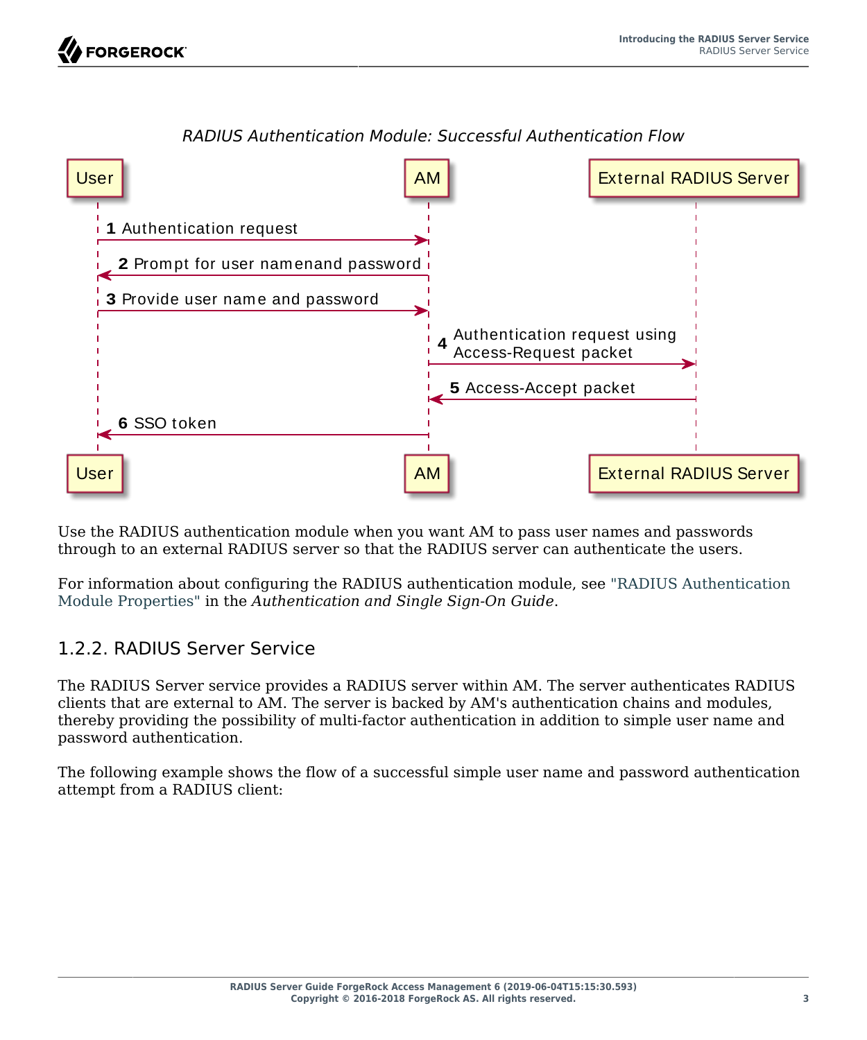*RADIUS Authentication Module: Successful Authentication Flow*

User

AM

External RADIUS Server

**1** Authentication request

**2** Prompt for user namenand password

**3** Provide user name and password

**4** Authentication request using Access-Request packet

**5** Access-Accept packet

**6** SSO token

User

AM

External RADIUS Server

Use the RADIUS authentication module when you want AM to pass user names and passwords through to an external RADIUS server so that the RADIUS server can authenticate the users.

For information about configuring the RADIUS authentication module, see "RADIUS Authentication Module Properties" in the *Authentication and Single Sign-On Guide*.

### 1.2.2. RADIUS Server Service

The RADIUS Server service provides a RADIUS server within AM. The server authenticates RADIUS clients that are external to AM. The server is backed by AM's authentication chains and modules, thereby providing the possibility of multi-factor authentication in addition to simple user name and password authentication.

The following example shows the flow of a successful simple user name and password authentication attempt from a RADIUS client: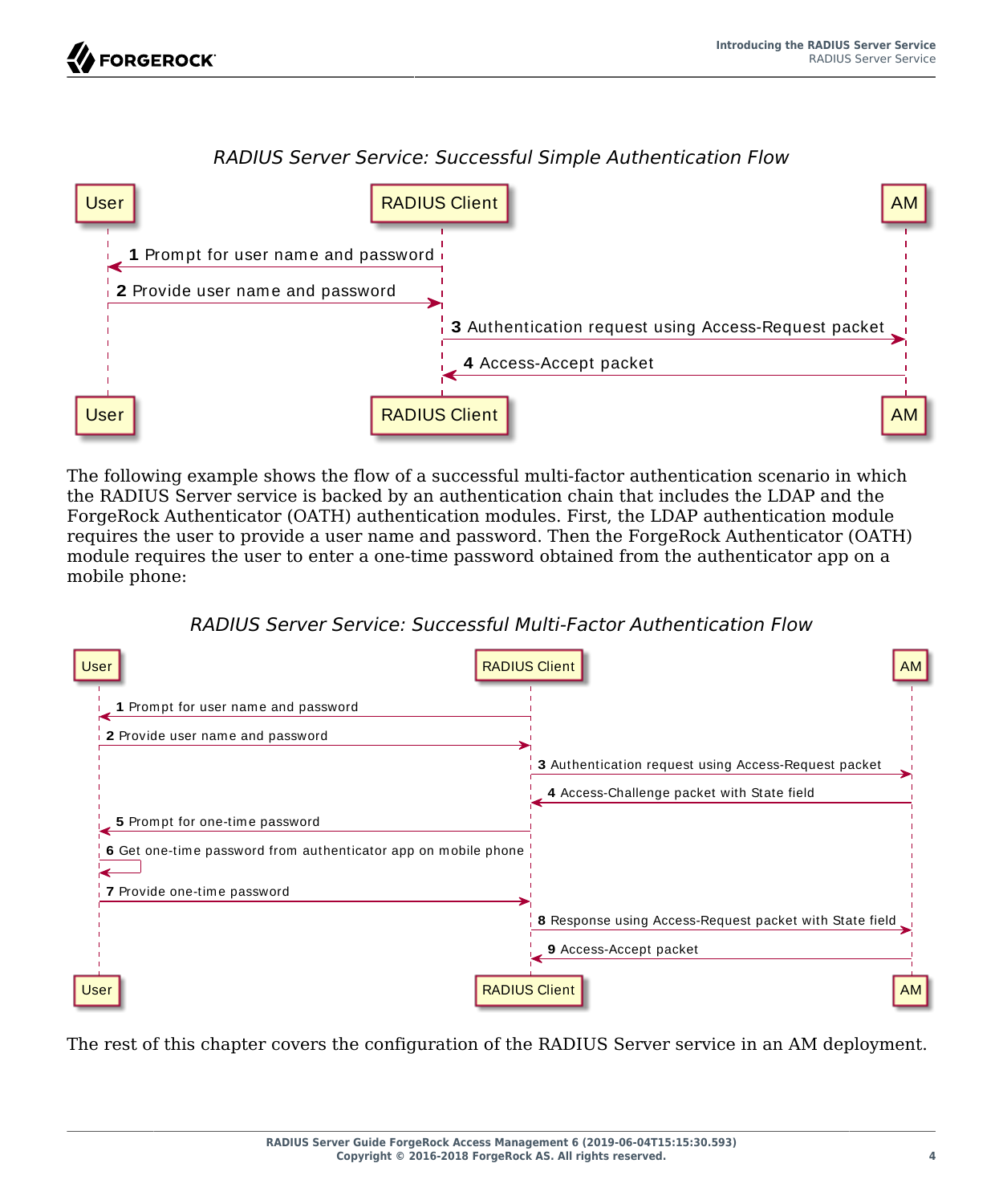*RADIUS Server Service: Successful Simple Authentication Flow*

User

RADIUS Client

AM

**1** Prompt for user name and password

**2** Provide user name and password

**3** Authentication request using Access-Request packet

**4** Access-Accept packet

User

RADIUS Client

AM

The following example shows the flow of a successful multi-factor authentication scenario in which the RADIUS Server service is backed by an authentication chain that includes the LDAP and the ForgeRock Authenticator (OATH) authentication modules. First, the LDAP authentication module requires the user to provide a user name and password. Then the ForgeRock Authenticator (OATH) module requires the user to enter a one-time password obtained from the authenticator app on a mobile phone:

*RADIUS Server Service: Successful Multi-Factor Authentication Flow*

User

RADIUS Client

AM

**1** Prompt for user name and password

**2** Provide user name and password

**3** Authentication request using Access-Request packet

**4** Access-Challenge packet with State field

**5** Prompt for one-time password

**6** Get one-time password from authenticator app on mobile phone

**7** Provide one-time password

**8** Response using Access-Request packet with State field

**9** Access-Accept packet

User

RADIUS Client

AM

The rest of this chapter covers the configuration of the RADIUS Server service in an AM deployment.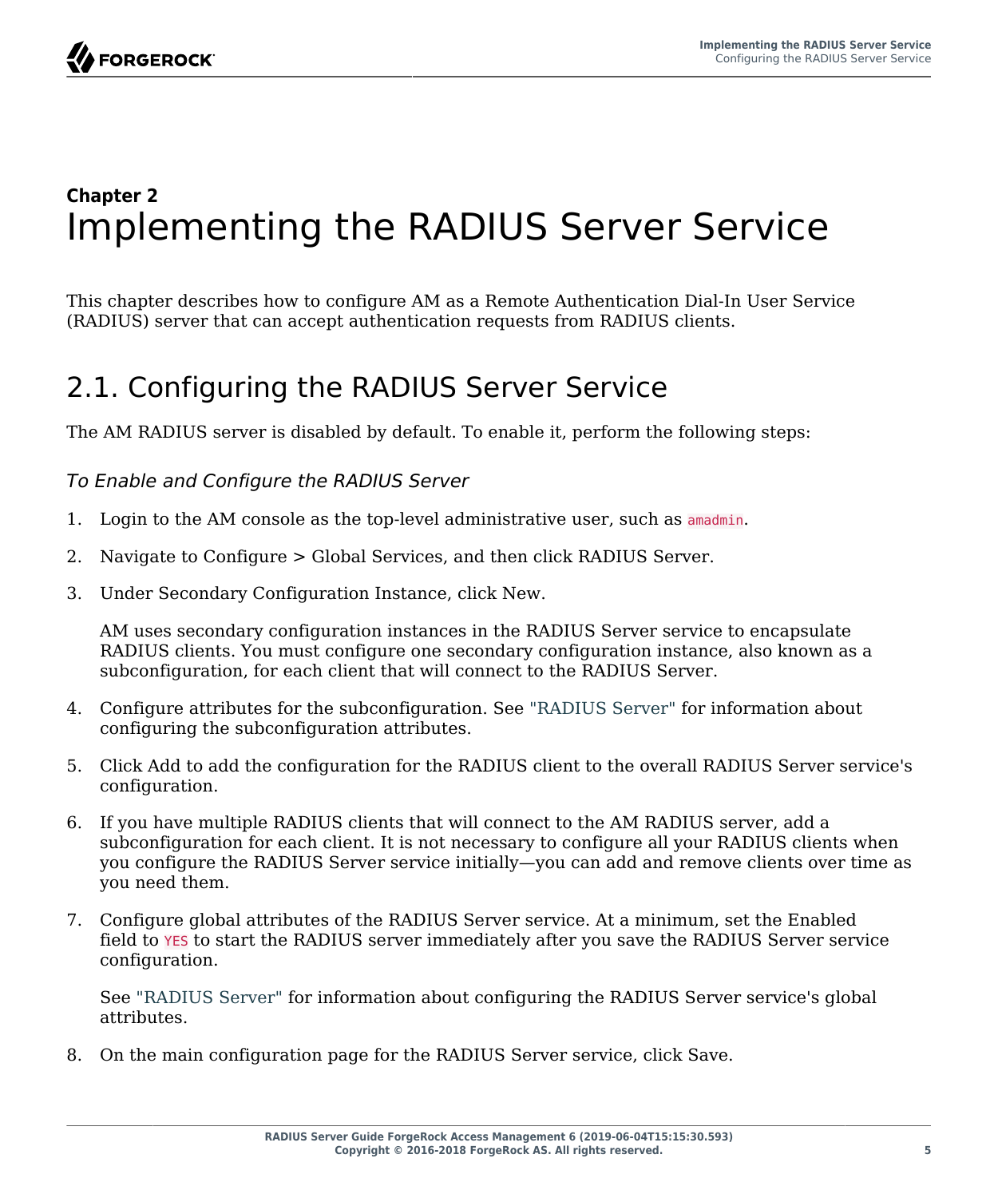# Chapter 2 Implementing the RADIUS Server Service

This chapter describes how to configure AM as a Remote Authentication Dial-In User Service (RADIUS) server that can accept authentication requests from RADIUS clients.

## 2.1. Configuring the RADIUS Server Service

The AM RADIUS server is disabled by default. To enable it, perform the following steps:

### *To Enable and Configure the RADIUS Server*

1. Login to the AM console as the top-level administrative user, such as `amadmin`.
2. Navigate to Configure > Global Services, and then click RADIUS Server.
3. Under Secondary Configuration Instance, click New.

   AM uses secondary configuration instances in the RADIUS Server service to encapsulate RADIUS clients. You must configure one secondary configuration instance, also known as a subconfiguration, for each client that will connect to the RADIUS Server.

4. Configure attributes for the subconfiguration. See "RADIUS Server" for information about configuring the subconfiguration attributes.
5. Click Add to add the configuration for the RADIUS client to the overall RADIUS Server service's configuration.
6. If you have multiple RADIUS clients that will connect to the AM RADIUS server, add a subconfiguration for each client. It is not necessary to configure all your RADIUS clients when you configure the RADIUS Server service initially—you can add and remove clients over time as you need them.
7. Configure global attributes of the RADIUS Server service. At a minimum, set the Enabled field to `YES` to start the RADIUS server immediately after you save the RADIUS Server service configuration.

   See "RADIUS Server" for information about configuring the RADIUS Server service's global attributes.

8. On the main configuration page for the RADIUS Server service, click Save.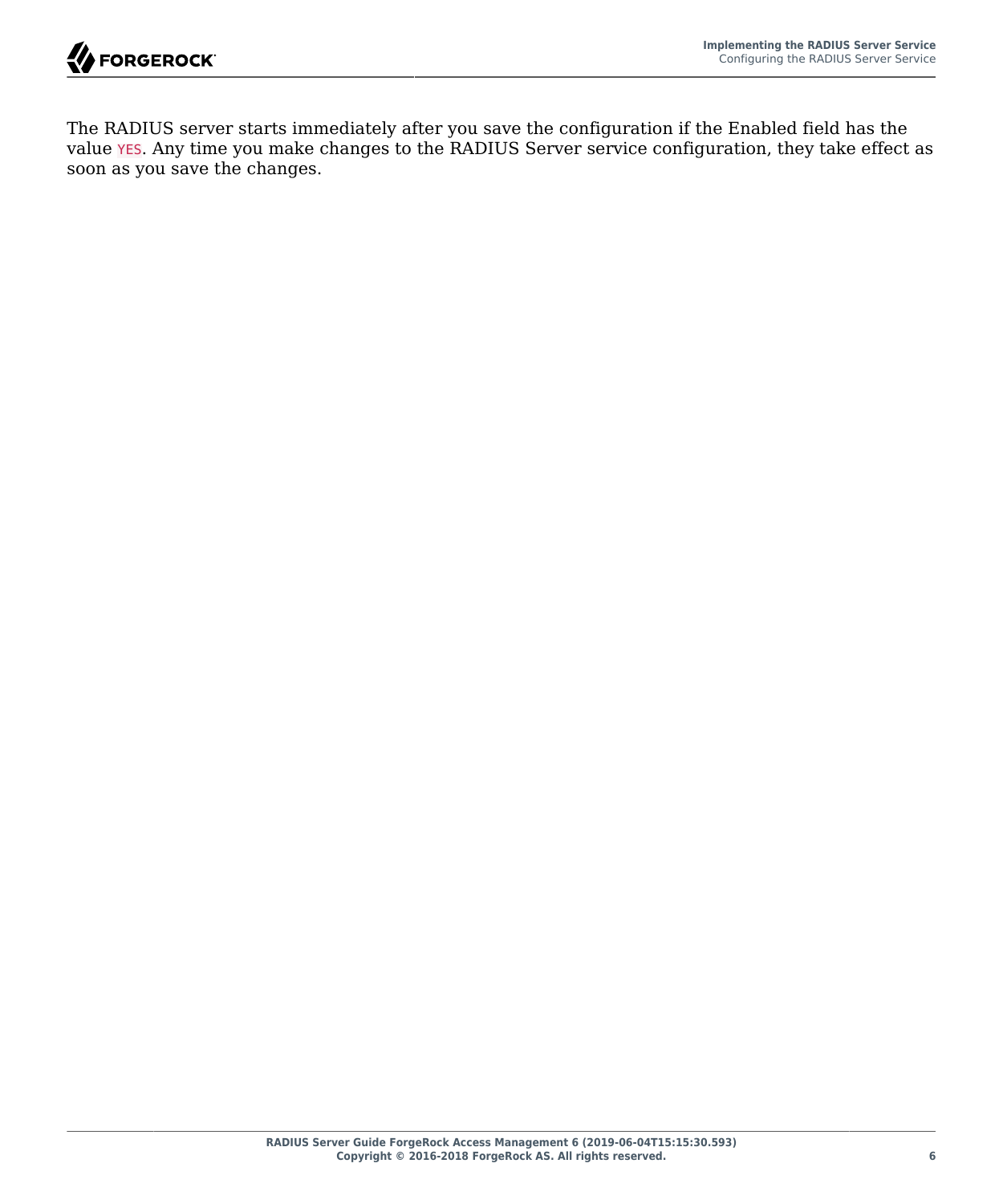The RADIUS server starts immediately after you save the configuration if the Enabled field has the value `YES`. Any time you make changes to the RADIUS Server service configuration, they take effect as soon as you save the changes.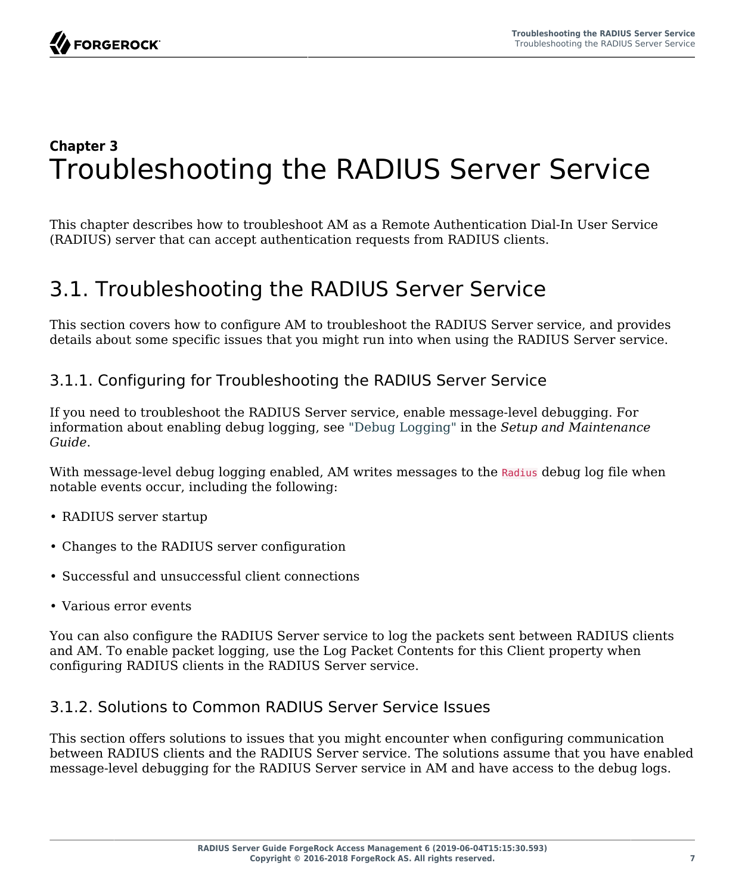**Chapter 3**

# Troubleshooting the RADIUS Server Service

This chapter describes how to troubleshoot AM as a Remote Authentication Dial-In User Service (RADIUS) server that can accept authentication requests from RADIUS clients.

## 3.1. Troubleshooting the RADIUS Server Service

This section covers how to configure AM to troubleshoot the RADIUS Server service, and provides details about some specific issues that you might run into when using the RADIUS Server service.

### 3.1.1. Configuring for Troubleshooting the RADIUS Server Service

If you need to troubleshoot the RADIUS Server service, enable message-level debugging. For information about enabling debug logging, see "Debug Logging" in the *Setup and Maintenance Guide*.

With message-level debug logging enabled, AM writes messages to the `Radius` debug log file when notable events occur, including the following:

- RADIUS server startup
- Changes to the RADIUS server configuration
- Successful and unsuccessful client connections
- Various error events

You can also configure the RADIUS Server service to log the packets sent between RADIUS clients and AM. To enable packet logging, use the Log Packet Contents for this Client property when configuring RADIUS clients in the RADIUS Server service.

### 3.1.2. Solutions to Common RADIUS Server Service Issues

This section offers solutions to issues that you might encounter when configuring communication between RADIUS clients and the RADIUS Server service. The solutions assume that you have enabled message-level debugging for the RADIUS Server service in AM and have access to the debug logs.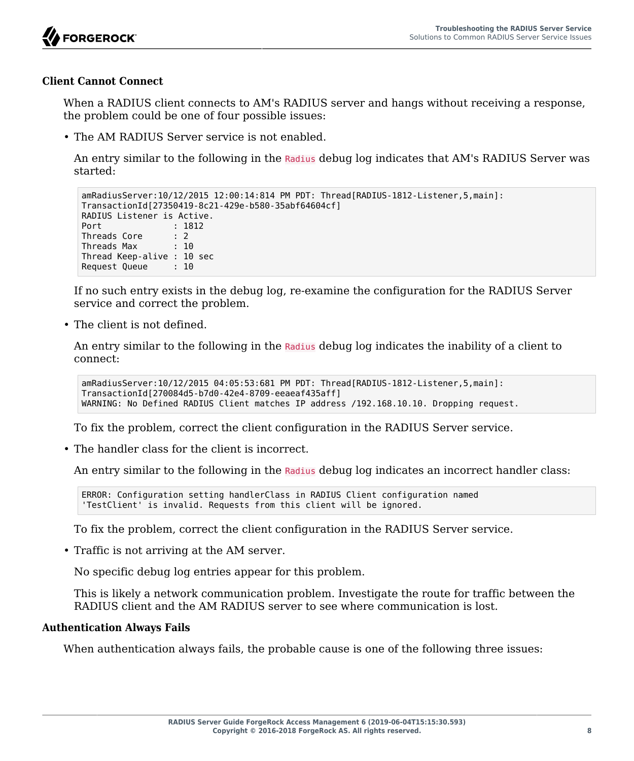### Client Cannot Connect

When a RADIUS client connects to AM's RADIUS server and hangs without receiving a response, the problem could be one of four possible issues:

- The AM RADIUS Server service is not enabled.

  An entry similar to the following in the `Radius` debug log indicates that AM's RADIUS Server was started:

  ```
  amRadiusServer:10/12/2015 12:00:14:814 PM PDT: Thread[RADIUS-1812-Listener,5,main]:
  TransactionId[27350419-8c21-429e-b580-35abf64604cf]
  RADIUS Listener is Active.
  Port              : 1812
  Threads Core      : 2
  Threads Max       : 10
  Thread Keep-alive : 10 sec
  Request Queue     : 10
  ```

  If no such entry exists in the debug log, re-examine the configuration for the RADIUS Server service and correct the problem.

- The client is not defined.

  An entry similar to the following in the `Radius` debug log indicates the inability of a client to connect:

  ```
  amRadiusServer:10/12/2015 04:05:53:681 PM PDT: Thread[RADIUS-1812-Listener,5,main]:
  TransactionId[270084d5-b7d0-42e4-8709-eeaeaf435aff]
  WARNING: No Defined RADIUS Client matches IP address /192.168.10.10. Dropping request.
  ```

  To fix the problem, correct the client configuration in the RADIUS Server service.

- The handler class for the client is incorrect.

  An entry similar to the following in the `Radius` debug log indicates an incorrect handler class:

  ```
  ERROR: Configuration setting handlerClass in RADIUS Client configuration named
  'TestClient' is invalid. Requests from this client will be ignored.
  ```

  To fix the problem, correct the client configuration in the RADIUS Server service.

- Traffic is not arriving at the AM server.

  No specific debug log entries appear for this problem.

  This is likely a network communication problem. Investigate the route for traffic between the RADIUS client and the AM RADIUS server to see where communication is lost.

### Authentication Always Fails

When authentication always fails, the probable cause is one of the following three issues: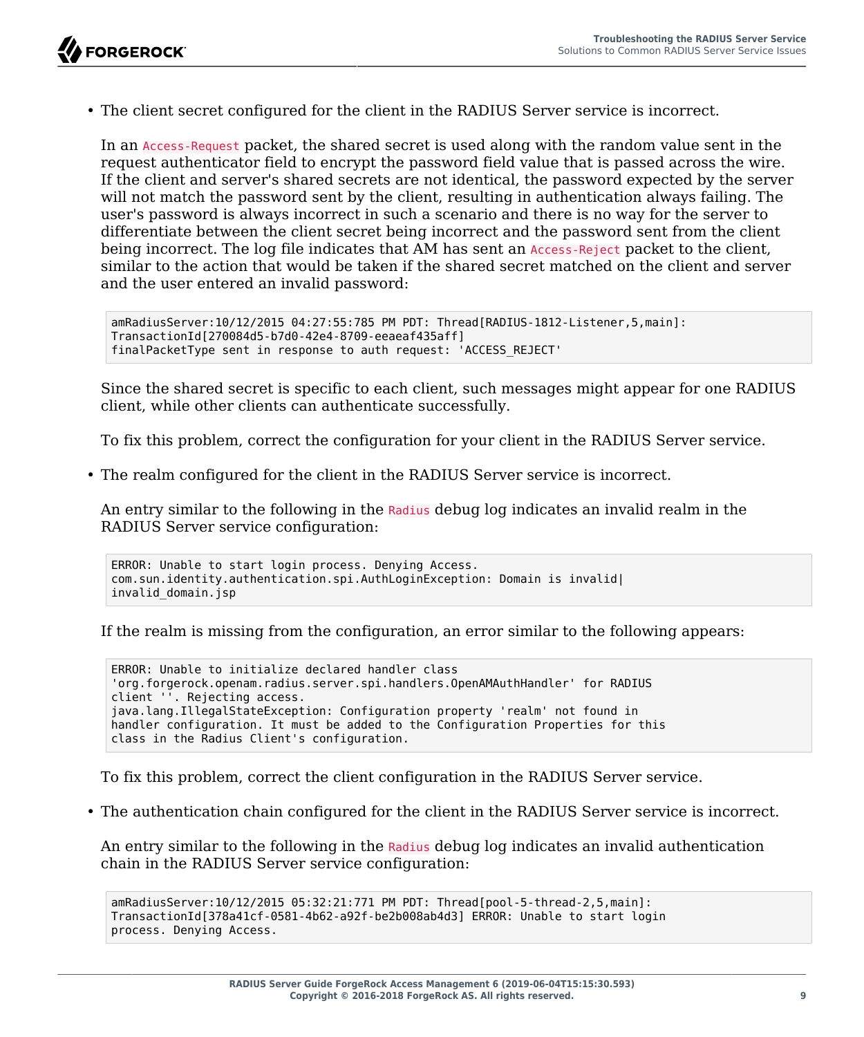- The client secret configured for the client in the RADIUS Server service is incorrect.

  In an `Access-Request` packet, the shared secret is used along with the random value sent in the request authenticator field to encrypt the password field value that is passed across the wire. If the client and server's shared secrets are not identical, the password expected by the server will not match the password sent by the client, resulting in authentication always failing. The user's password is always incorrect in such a scenario and there is no way for the server to differentiate between the client secret being incorrect and the password sent from the client being incorrect. The log file indicates that AM has sent an `Access-Reject` packet to the client, similar to the action that would be taken if the shared secret matched on the client and server and the user entered an invalid password:

  ```
  amRadiusServer:10/12/2015 04:27:55:785 PM PDT: Thread[RADIUS-1812-Listener,5,main]:
  TransactionId[270084d5-b7d0-42e4-8709-eeaeaf435aff]
  finalPacketType sent in response to auth request: 'ACCESS_REJECT'
  ```

  Since the shared secret is specific to each client, such messages might appear for one RADIUS client, while other clients can authenticate successfully.

  To fix this problem, correct the configuration for your client in the RADIUS Server service.

- The realm configured for the client in the RADIUS Server service is incorrect.

  An entry similar to the following in the `Radius` debug log indicates an invalid realm in the RADIUS Server service configuration:

  ```
  ERROR: Unable to start login process. Denying Access.
  com.sun.identity.authentication.spi.AuthLoginException: Domain is invalid|
  invalid_domain.jsp
  ```

  If the realm is missing from the configuration, an error similar to the following appears:

  ```
  ERROR: Unable to initialize declared handler class
  'org.forgerock.openam.radius.server.spi.handlers.OpenAMAuthHandler' for RADIUS
  client ''. Rejecting access.
  java.lang.IllegalStateException: Configuration property 'realm' not found in
  handler configuration. It must be added to the Configuration Properties for this
  class in the Radius Client's configuration.
  ```

  To fix this problem, correct the client configuration in the RADIUS Server service.

- The authentication chain configured for the client in the RADIUS Server service is incorrect.

  An entry similar to the following in the `Radius` debug log indicates an invalid authentication chain in the RADIUS Server service configuration:

  ```
  amRadiusServer:10/12/2015 05:32:21:771 PM PDT: Thread[pool-5-thread-2,5,main]:
  TransactionId[378a41cf-0581-4b62-a92f-be2b008ab4d3] ERROR: Unable to start login
  process. Denying Access.
  ```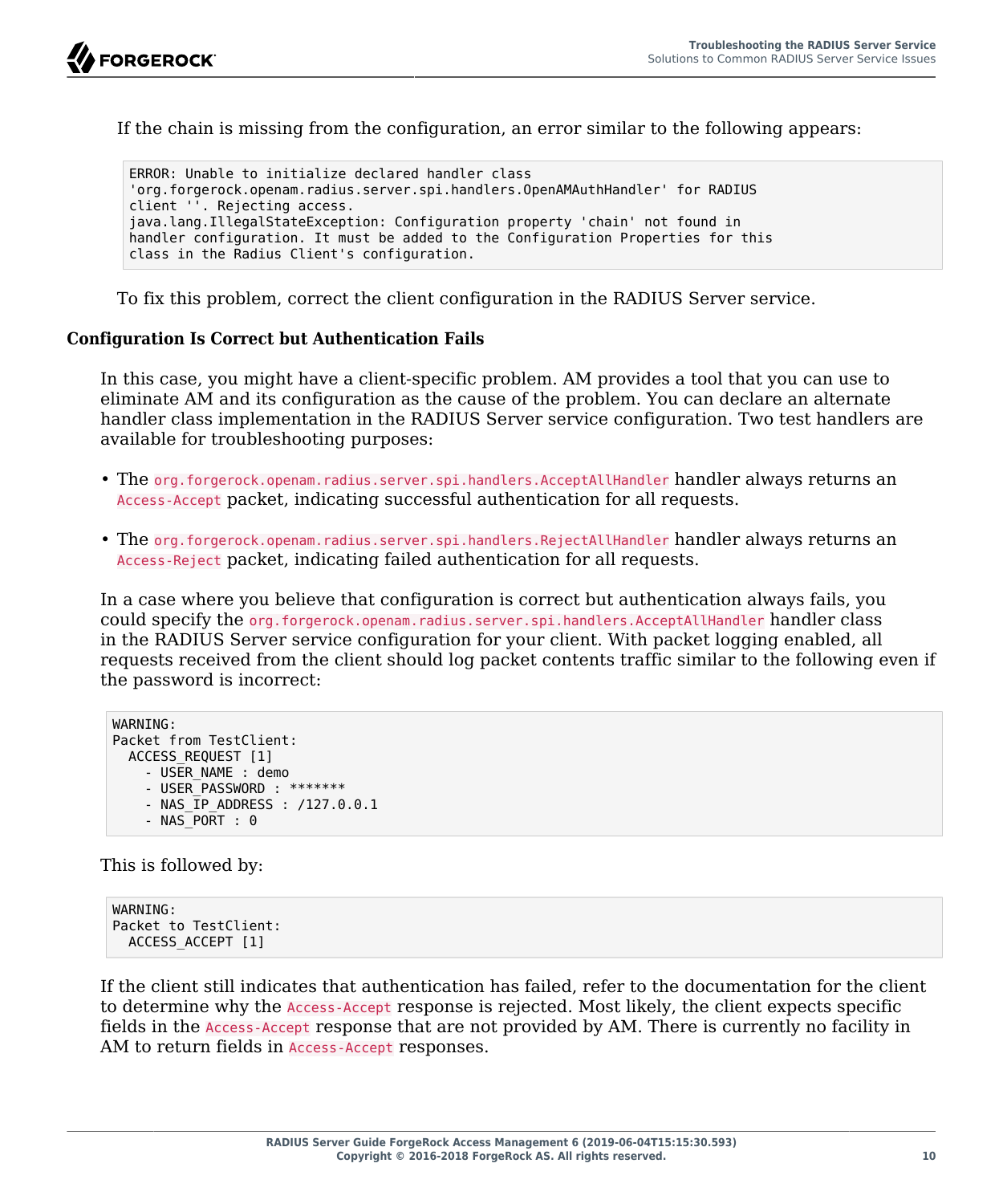If the chain is missing from the configuration, an error similar to the following appears:

```
ERROR: Unable to initialize declared handler class
'org.forgerock.openam.radius.server.spi.handlers.OpenAMAuthHandler' for RADIUS
client ''. Rejecting access.
java.lang.IllegalStateException: Configuration property 'chain' not found in
handler configuration. It must be added to the Configuration Properties for this
class in the Radius Client's configuration.
```

To fix this problem, correct the client configuration in the RADIUS Server service.

**Configuration Is Correct but Authentication Fails**

In this case, you might have a client-specific problem. AM provides a tool that you can use to eliminate AM and its configuration as the cause of the problem. You can declare an alternate handler class implementation in the RADIUS Server service configuration. Two test handlers are available for troubleshooting purposes:

- The `org.forgerock.openam.radius.server.spi.handlers.AcceptAllHandler` handler always returns an `Access-Accept` packet, indicating successful authentication for all requests.
- The `org.forgerock.openam.radius.server.spi.handlers.RejectAllHandler` handler always returns an `Access-Reject` packet, indicating failed authentication for all requests.

In a case where you believe that configuration is correct but authentication always fails, you could specify the `org.forgerock.openam.radius.server.spi.handlers.AcceptAllHandler` handler class in the RADIUS Server service configuration for your client. With packet logging enabled, all requests received from the client should log packet contents traffic similar to the following even if the password is incorrect:

```
WARNING:
Packet from TestClient:
  ACCESS_REQUEST [1]
    - USER_NAME : demo
    - USER_PASSWORD : *******
    - NAS_IP_ADDRESS : /127.0.0.1
    - NAS_PORT : 0
```

This is followed by:

```
WARNING:
Packet to TestClient:
  ACCESS_ACCEPT [1]
```

If the client still indicates that authentication has failed, refer to the documentation for the client to determine why the `Access-Accept` response is rejected. Most likely, the client expects specific fields in the `Access-Accept` response that are not provided by AM. There is currently no facility in AM to return fields in `Access-Accept` responses.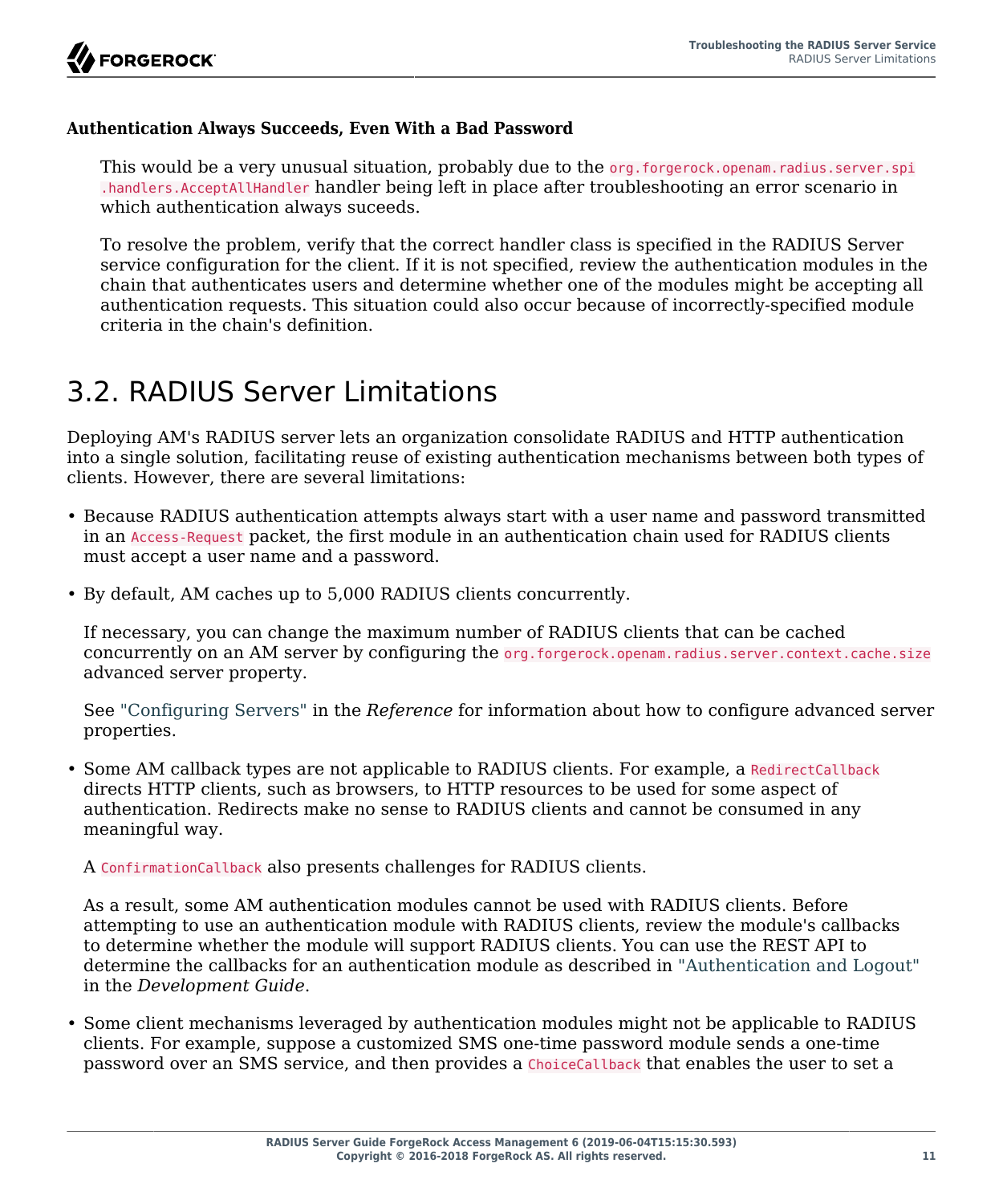**Authentication Always Succeeds, Even With a Bad Password**

This would be a very unusual situation, probably due to the `org.forgerock.openam.radius.server.spi.handlers.AcceptAllHandler` handler being left in place after troubleshooting an error scenario in which authentication always suceeds.

To resolve the problem, verify that the correct handler class is specified in the RADIUS Server service configuration for the client. If it is not specified, review the authentication modules in the chain that authenticates users and determine whether one of the modules might be accepting all authentication requests. This situation could also occur because of incorrectly-specified module criteria in the chain's definition.

## 3.2. RADIUS Server Limitations

Deploying AM's RADIUS server lets an organization consolidate RADIUS and HTTP authentication into a single solution, facilitating reuse of existing authentication mechanisms between both types of clients. However, there are several limitations:

- Because RADIUS authentication attempts always start with a user name and password transmitted in an `Access-Request` packet, the first module in an authentication chain used for RADIUS clients must accept a user name and a password.
- By default, AM caches up to 5,000 RADIUS clients concurrently.

  If necessary, you can change the maximum number of RADIUS clients that can be cached concurrently on an AM server by configuring the `org.forgerock.openam.radius.server.context.cache.size` advanced server property.

  See "Configuring Servers" in the *Reference* for information about how to configure advanced server properties.
- Some AM callback types are not applicable to RADIUS clients. For example, a `RedirectCallback` directs HTTP clients, such as browsers, to HTTP resources to be used for some aspect of authentication. Redirects make no sense to RADIUS clients and cannot be consumed in any meaningful way.

  A `ConfirmationCallback` also presents challenges for RADIUS clients.

  As a result, some AM authentication modules cannot be used with RADIUS clients. Before attempting to use an authentication module with RADIUS clients, review the module's callbacks to determine whether the module will support RADIUS clients. You can use the REST API to determine the callbacks for an authentication module as described in "Authentication and Logout" in the *Development Guide*.
- Some client mechanisms leveraged by authentication modules might not be applicable to RADIUS clients. For example, suppose a customized SMS one-time password module sends a one-time password over an SMS service, and then provides a `ChoiceCallback` that enables the user to set a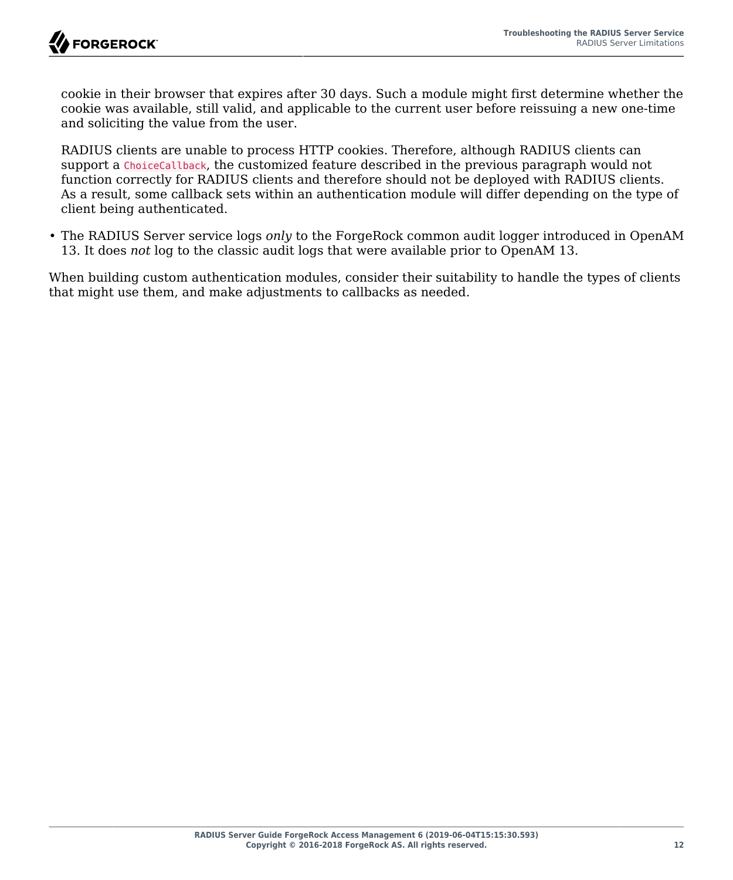cookie in their browser that expires after 30 days. Such a module might first determine whether the cookie was available, still valid, and applicable to the current user before reissuing a new one-time and soliciting the value from the user.

RADIUS clients are unable to process HTTP cookies. Therefore, although RADIUS clients can support a `ChoiceCallback`, the customized feature described in the previous paragraph would not function correctly for RADIUS clients and therefore should not be deployed with RADIUS clients. As a result, some callback sets within an authentication module will differ depending on the type of client being authenticated.

- The RADIUS Server service logs *only* to the ForgeRock common audit logger introduced in OpenAM 13. It does *not* log to the classic audit logs that were available prior to OpenAM 13.

When building custom authentication modules, consider their suitability to handle the types of clients that might use them, and make adjustments to callbacks as needed.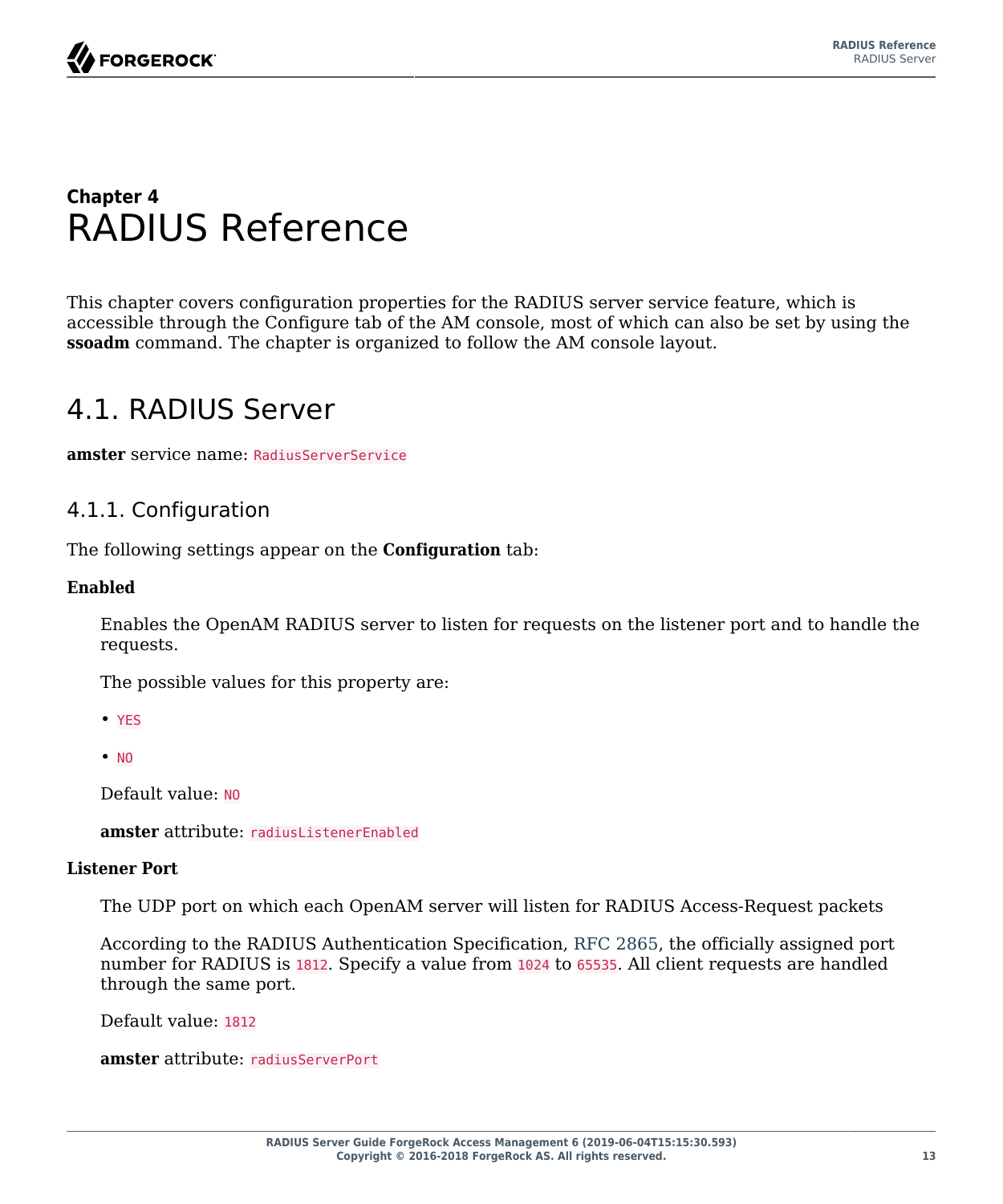# Chapter 4 RADIUS Reference

This chapter covers configuration properties for the RADIUS server service feature, which is accessible through the Configure tab of the AM console, most of which can also be set by using the **ssoadm** command. The chapter is organized to follow the AM console layout.

## 4.1. RADIUS Server

**amster** service name: `RadiusServerService`

### 4.1.1. Configuration

The following settings appear on the **Configuration** tab:

**Enabled**

Enables the OpenAM RADIUS server to listen for requests on the listener port and to handle the requests.

The possible values for this property are:

- `YES`
- `NO`

Default value: `NO`

**amster** attribute: `radiusListenerEnabled`

**Listener Port**

The UDP port on which each OpenAM server will listen for RADIUS Access-Request packets

According to the RADIUS Authentication Specification, RFC 2865, the officially assigned port number for RADIUS is `1812`. Specify a value from `1024` to `65535`. All client requests are handled through the same port.

Default value: `1812`

**amster** attribute: `radiusServerPort`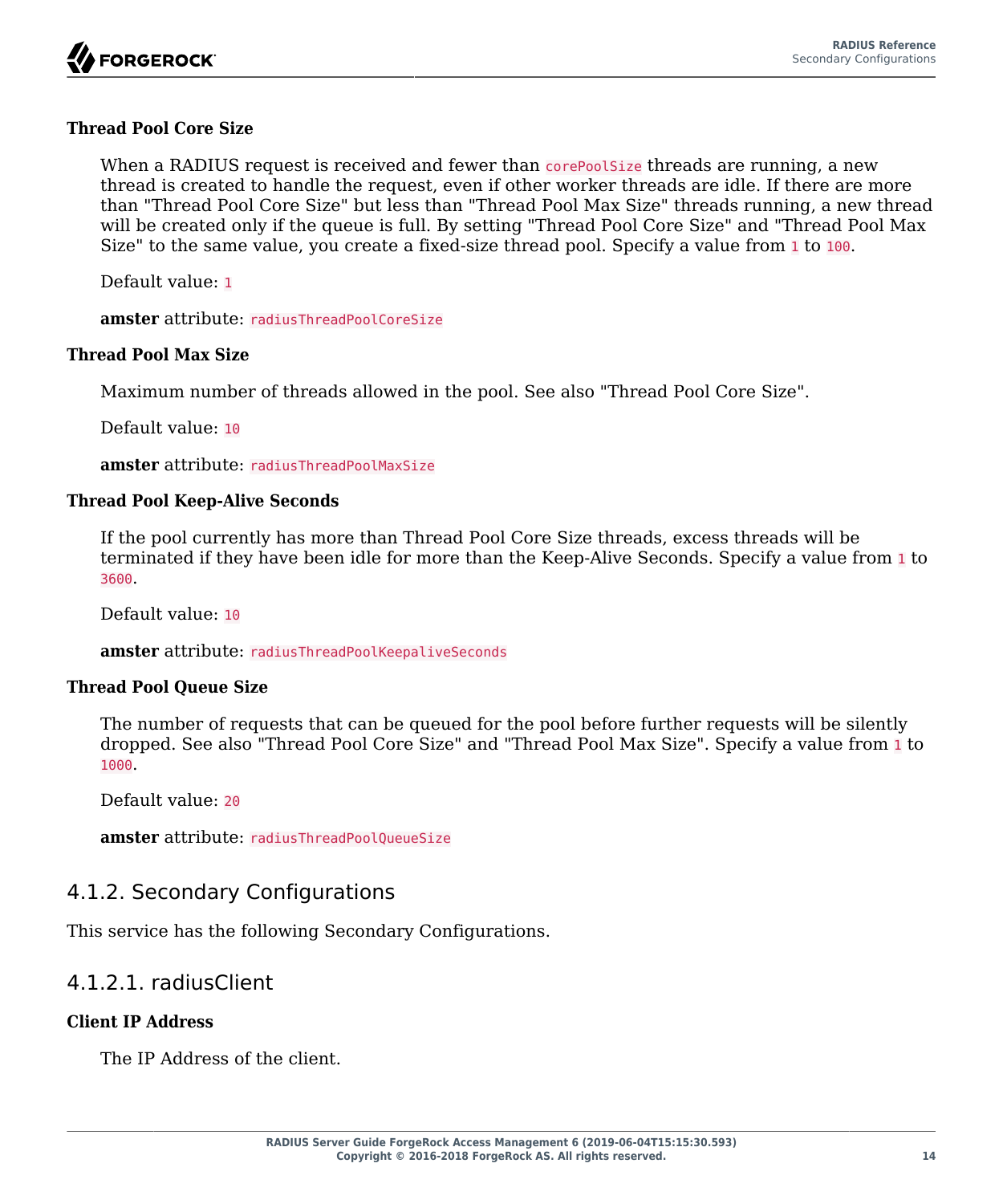**Thread Pool Core Size**

When a RADIUS request is received and fewer than `corePoolSize` threads are running, a new thread is created to handle the request, even if other worker threads are idle. If there are more than "Thread Pool Core Size" but less than "Thread Pool Max Size" threads running, a new thread will be created only if the queue is full. By setting "Thread Pool Core Size" and "Thread Pool Max Size" to the same value, you create a fixed-size thread pool. Specify a value from `1` to `100`.

Default value: `1`

**amster** attribute: `radiusThreadPoolCoreSize`

**Thread Pool Max Size**

Maximum number of threads allowed in the pool. See also "Thread Pool Core Size".

Default value: `10`

**amster** attribute: `radiusThreadPoolMaxSize`

**Thread Pool Keep-Alive Seconds**

If the pool currently has more than Thread Pool Core Size threads, excess threads will be terminated if they have been idle for more than the Keep-Alive Seconds. Specify a value from `1` to `3600`.

Default value: `10`

**amster** attribute: `radiusThreadPoolKeepaliveSeconds`

**Thread Pool Queue Size**

The number of requests that can be queued for the pool before further requests will be silently dropped. See also "Thread Pool Core Size" and "Thread Pool Max Size". Specify a value from `1` to `1000`.

Default value: `20`

**amster** attribute: `radiusThreadPoolQueueSize`

### 4.1.2. Secondary Configurations

This service has the following Secondary Configurations.

#### 4.1.2.1. radiusClient

**Client IP Address**

The IP Address of the client.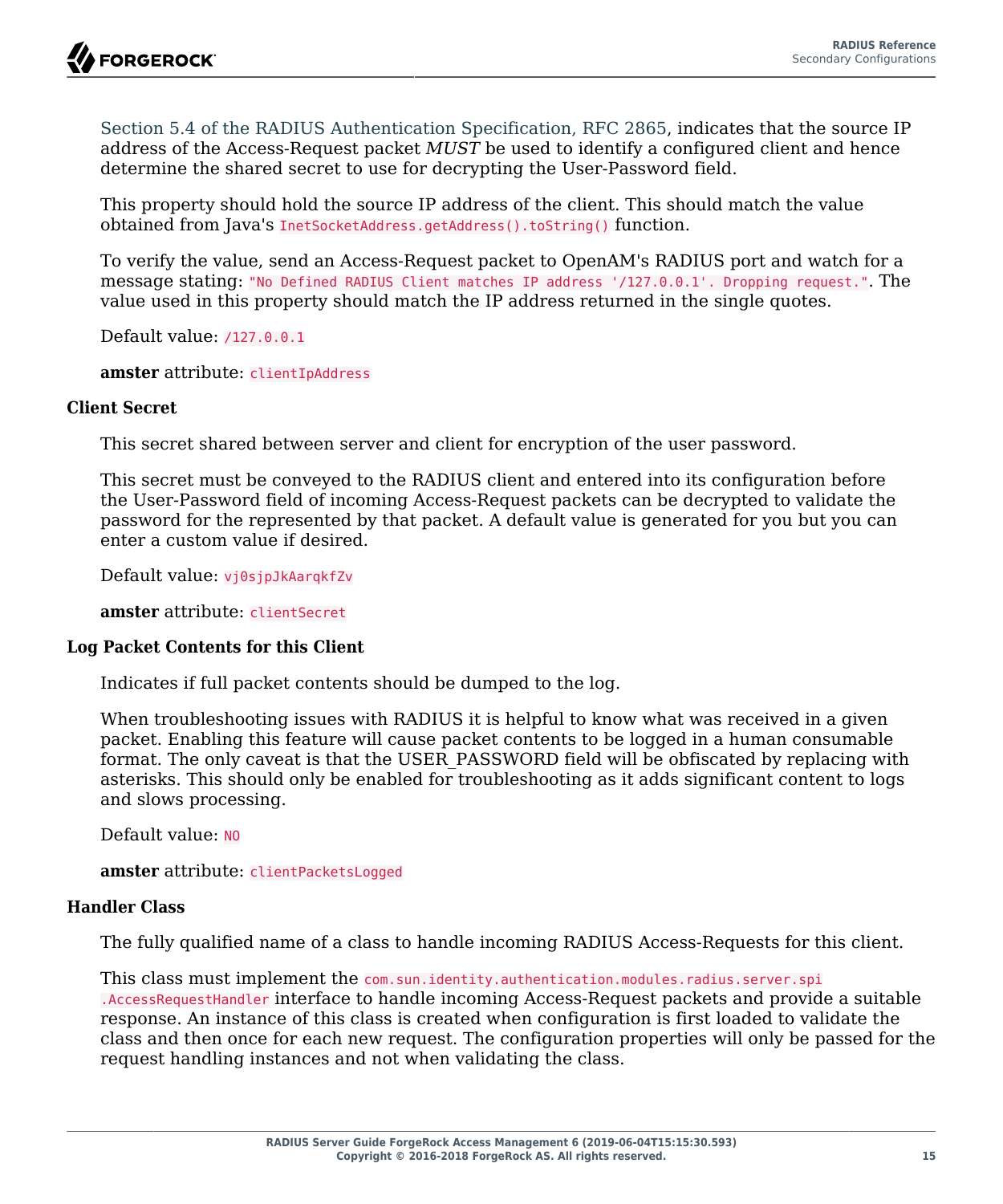Section 5.4 of the RADIUS Authentication Specification, RFC 2865, indicates that the source IP address of the Access-Request packet *MUST* be used to identify a configured client and hence determine the shared secret to use for decrypting the User-Password field.

This property should hold the source IP address of the client. This should match the value obtained from Java's `InetSocketAddress.getAddress().toString()` function.

To verify the value, send an Access-Request packet to OpenAM's RADIUS port and watch for a message stating: `"No Defined RADIUS Client matches IP address '/127.0.0.1'. Dropping request."`. The value used in this property should match the IP address returned in the single quotes.

Default value: `/127.0.0.1`

**amster** attribute: `clientIpAddress`

**Client Secret**

This secret shared between server and client for encryption of the user password.

This secret must be conveyed to the RADIUS client and entered into its configuration before the User-Password field of incoming Access-Request packets can be decrypted to validate the password for the represented by that packet. A default value is generated for you but you can enter a custom value if desired.

Default value: `vj0sjpJkAarqkfZv`

**amster** attribute: `clientSecret`

**Log Packet Contents for this Client**

Indicates if full packet contents should be dumped to the log.

When troubleshooting issues with RADIUS it is helpful to know what was received in a given packet. Enabling this feature will cause packet contents to be logged in a human consumable format. The only caveat is that the USER_PASSWORD field will be obfiscated by replacing with asterisks. This should only be enabled for troubleshooting as it adds significant content to logs and slows processing.

Default value: `NO`

**amster** attribute: `clientPacketsLogged`

**Handler Class**

The fully qualified name of a class to handle incoming RADIUS Access-Requests for this client.

This class must implement the `com.sun.identity.authentication.modules.radius.server.spi.AccessRequestHandler` interface to handle incoming Access-Request packets and provide a suitable response. An instance of this class is created when configuration is first loaded to validate the class and then once for each new request. The configuration properties will only be passed for the request handling instances and not when validating the class.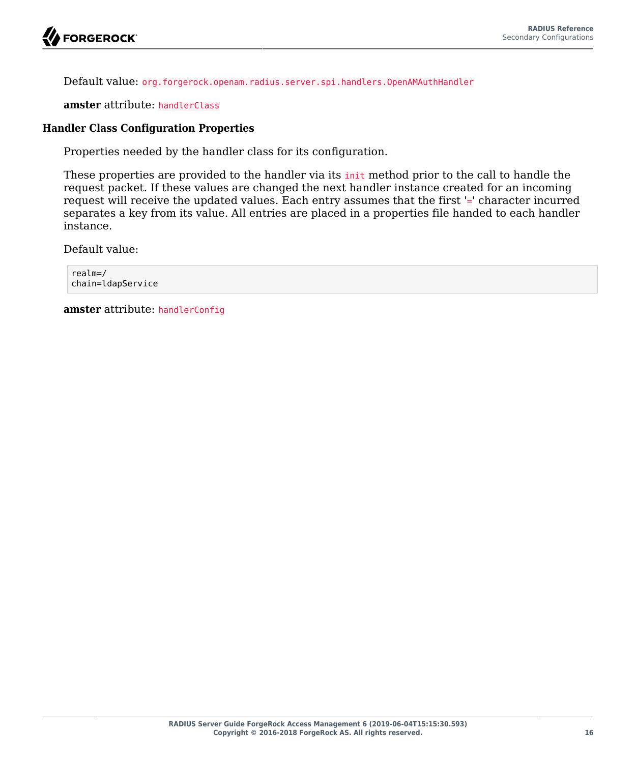Default value: `org.forgerock.openam.radius.server.spi.handlers.OpenAMAuthHandler`

**amster** attribute: `handlerClass`

**Handler Class Configuration Properties**

Properties needed by the handler class for its configuration.

These properties are provided to the handler via its `init` method prior to the call to handle the request packet. If these values are changed the next handler instance created for an incoming request will receive the updated values. Each entry assumes that the first '`=`' character incurred separates a key from its value. All entries are placed in a properties file handed to each handler instance.

Default value:

```
realm=/
chain=ldapService
```

**amster** attribute: `handlerConfig`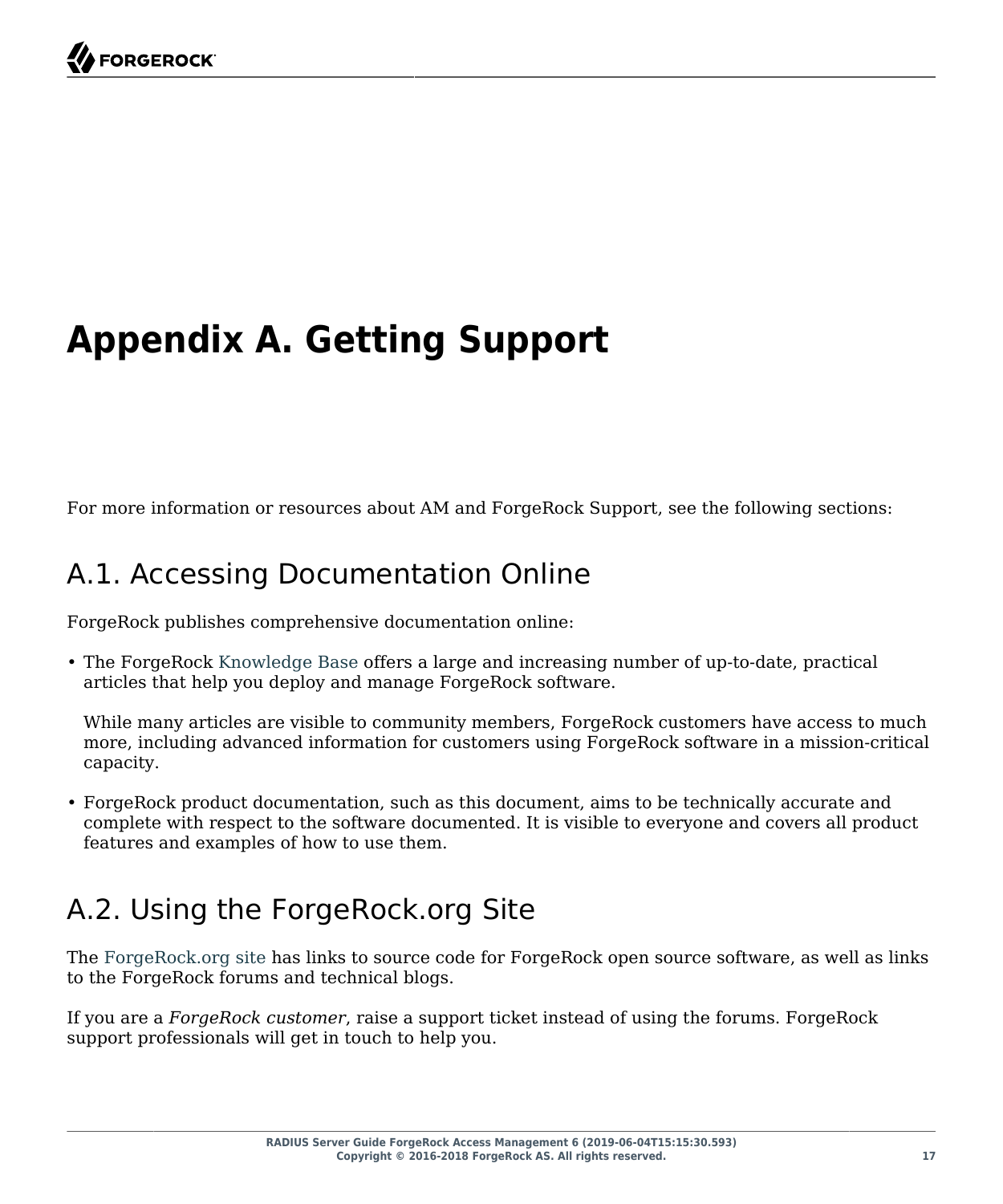# Appendix A. Getting Support

For more information or resources about AM and ForgeRock Support, see the following sections:

## A.1. Accessing Documentation Online

ForgeRock publishes comprehensive documentation online:

- The ForgeRock Knowledge Base offers a large and increasing number of up-to-date, practical articles that help you deploy and manage ForgeRock software.

  While many articles are visible to community members, ForgeRock customers have access to much more, including advanced information for customers using ForgeRock software in a mission-critical capacity.

- ForgeRock product documentation, such as this document, aims to be technically accurate and complete with respect to the software documented. It is visible to everyone and covers all product features and examples of how to use them.

## A.2. Using the ForgeRock.org Site

The ForgeRock.org site has links to source code for ForgeRock open source software, as well as links to the ForgeRock forums and technical blogs.

If you are a *ForgeRock customer*, raise a support ticket instead of using the forums. ForgeRock support professionals will get in touch to help you.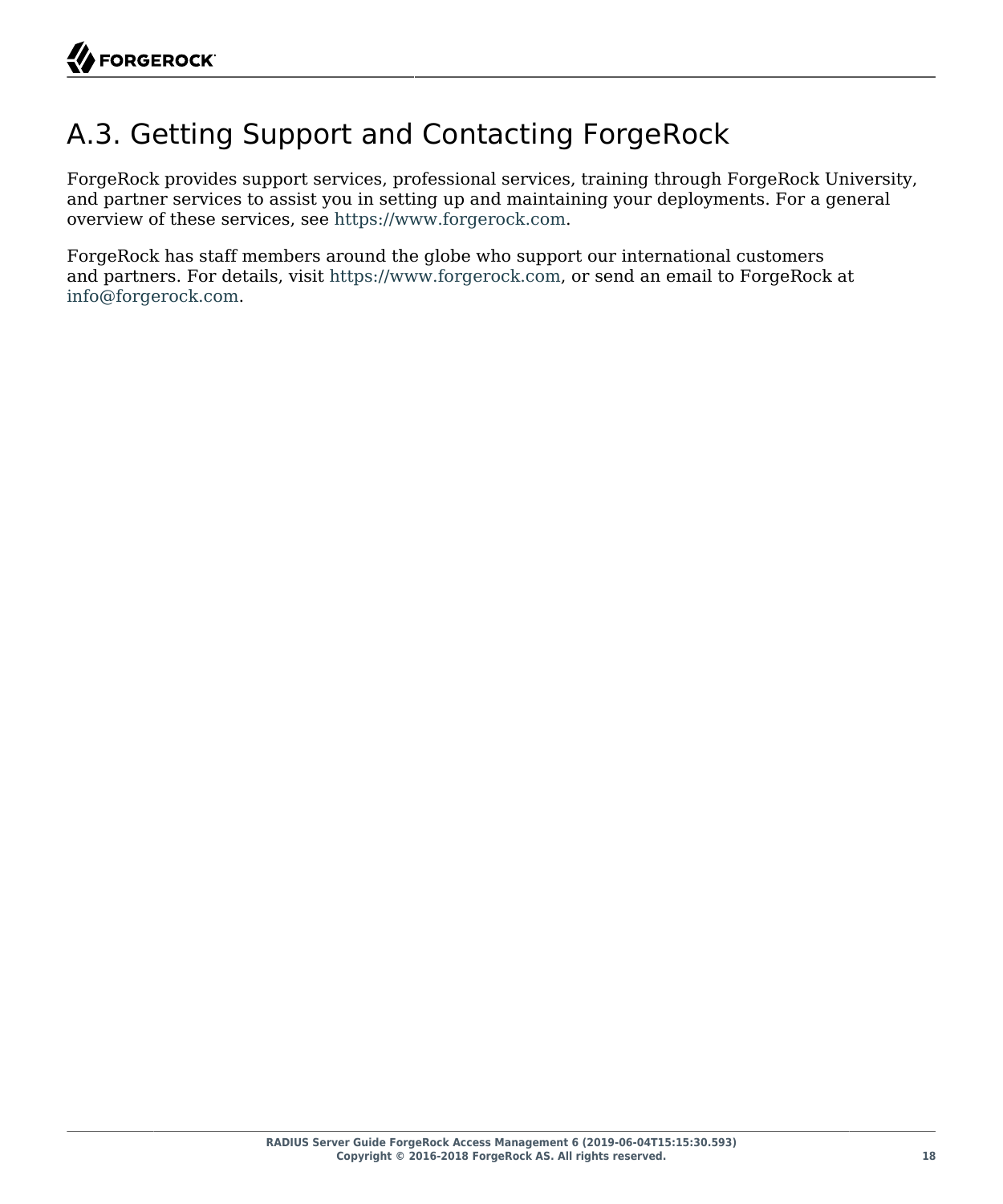## A.3. Getting Support and Contacting ForgeRock

ForgeRock provides support services, professional services, training through ForgeRock University, and partner services to assist you in setting up and maintaining your deployments. For a general overview of these services, see https://www.forgerock.com.

ForgeRock has staff members around the globe who support our international customers and partners. For details, visit https://www.forgerock.com, or send an email to ForgeRock at info@forgerock.com.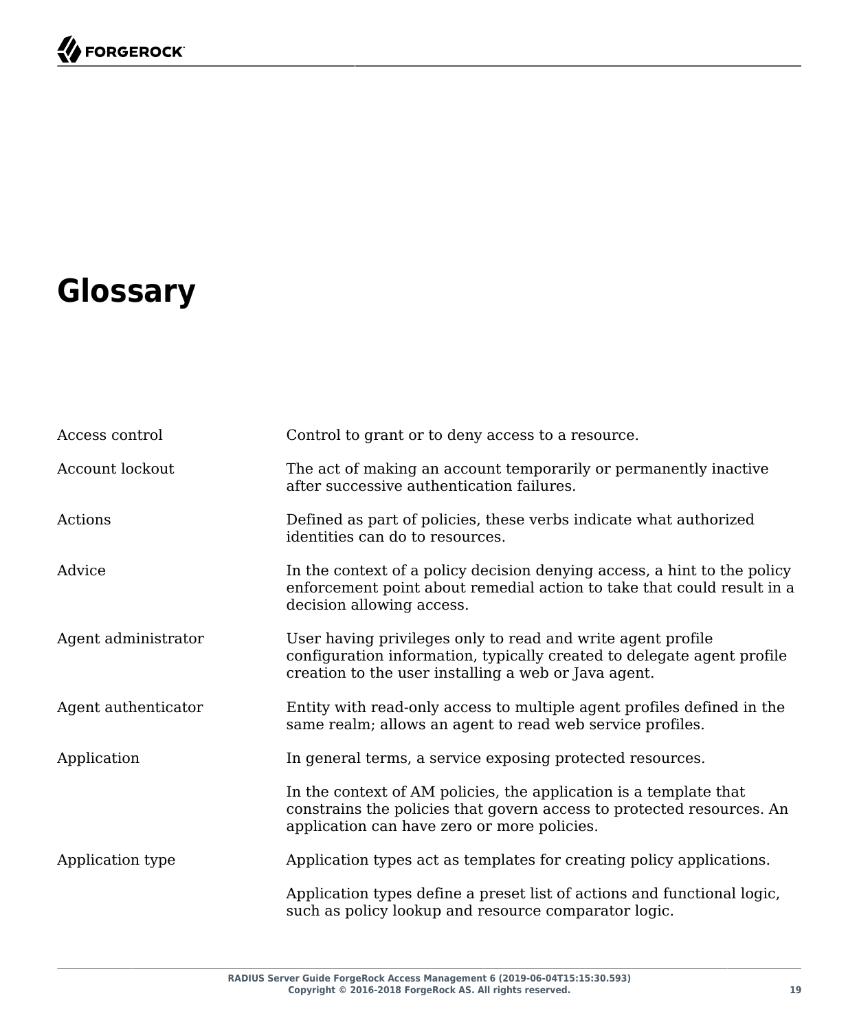# Glossary

| | |
|---|---|
| Access control | Control to grant or to deny access to a resource. |
| Account lockout | The act of making an account temporarily or permanently inactive after successive authentication failures. |
| Actions | Defined as part of policies, these verbs indicate what authorized identities can do to resources. |
| Advice | In the context of a policy decision denying access, a hint to the policy enforcement point about remedial action to take that could result in a decision allowing access. |
| Agent administrator | User having privileges only to read and write agent profile configuration information, typically created to delegate agent profile creation to the user installing a web or Java agent. |
| Agent authenticator | Entity with read-only access to multiple agent profiles defined in the same realm; allows an agent to read web service profiles. |
| Application | In general terms, a service exposing protected resources.<br><br>In the context of AM policies, the application is a template that constrains the policies that govern access to protected resources. An application can have zero or more policies. |
| Application type | Application types act as templates for creating policy applications.<br><br>Application types define a preset list of actions and functional logic, such as policy lookup and resource comparator logic. |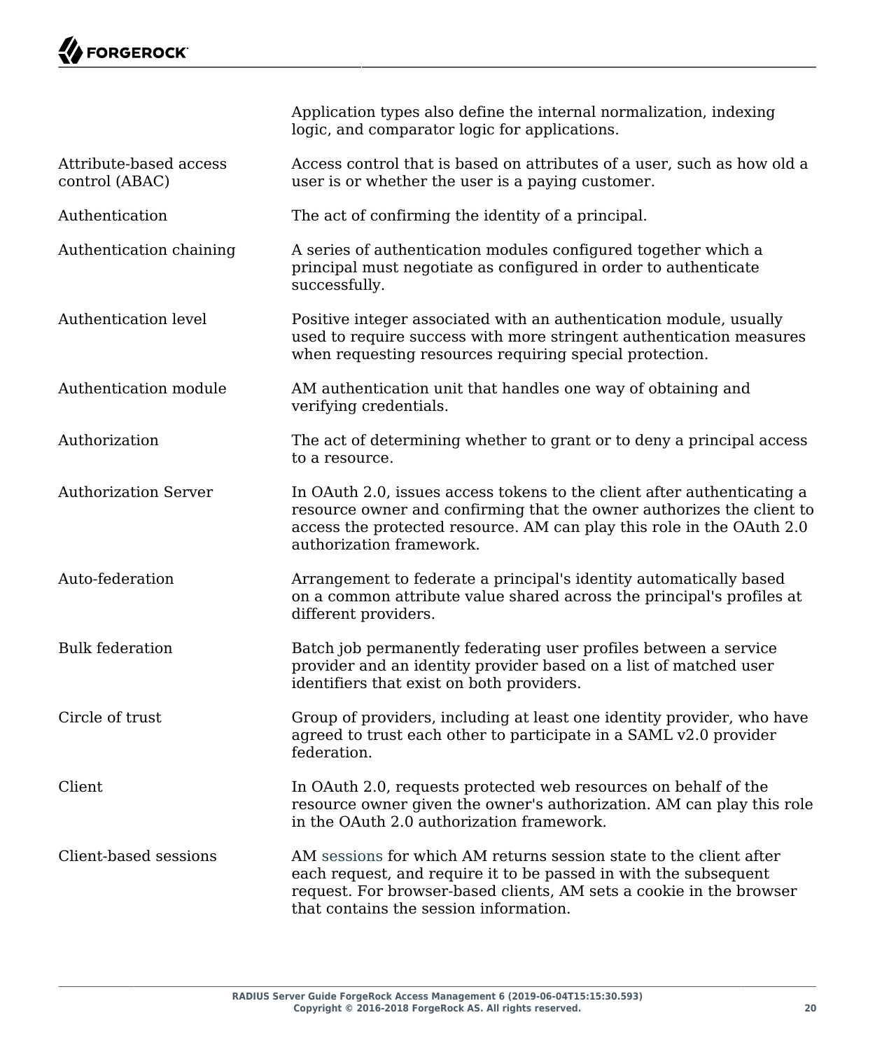| | |
|---|---|
| | Application types also define the internal normalization, indexing logic, and comparator logic for applications. |
| Attribute-based access control (ABAC) | Access control that is based on attributes of a user, such as how old a user is or whether the user is a paying customer. |
| Authentication | The act of confirming the identity of a principal. |
| Authentication chaining | A series of authentication modules configured together which a principal must negotiate as configured in order to authenticate successfully. |
| Authentication level | Positive integer associated with an authentication module, usually used to require success with more stringent authentication measures when requesting resources requiring special protection. |
| Authentication module | AM authentication unit that handles one way of obtaining and verifying credentials. |
| Authorization | The act of determining whether to grant or to deny a principal access to a resource. |
| Authorization Server | In OAuth 2.0, issues access tokens to the client after authenticating a resource owner and confirming that the owner authorizes the client to access the protected resource. AM can play this role in the OAuth 2.0 authorization framework. |
| Auto-federation | Arrangement to federate a principal's identity automatically based on a common attribute value shared across the principal's profiles at different providers. |
| Bulk federation | Batch job permanently federating user profiles between a service provider and an identity provider based on a list of matched user identifiers that exist on both providers. |
| Circle of trust | Group of providers, including at least one identity provider, who have agreed to trust each other to participate in a SAML v2.0 provider federation. |
| Client | In OAuth 2.0, requests protected web resources on behalf of the resource owner given the owner's authorization. AM can play this role in the OAuth 2.0 authorization framework. |
| Client-based sessions | AM sessions for which AM returns session state to the client after each request, and require it to be passed in with the subsequent request. For browser-based clients, AM sets a cookie in the browser that contains the session information. |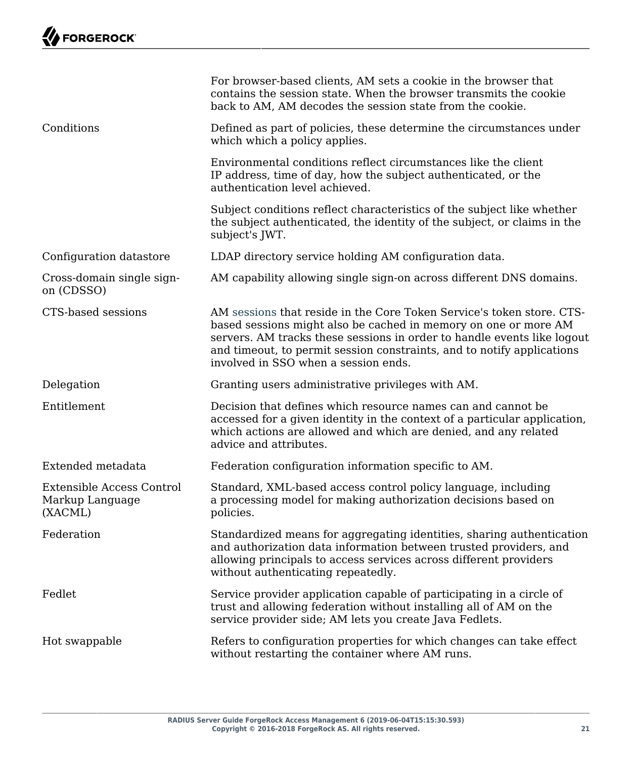| | |
|---|---|
| | For browser-based clients, AM sets a cookie in the browser that contains the session state. When the browser transmits the cookie back to AM, AM decodes the session state from the cookie. |
| Conditions | Defined as part of policies, these determine the circumstances under which which a policy applies.<br><br>Environmental conditions reflect circumstances like the client IP address, time of day, how the subject authenticated, or the authentication level achieved.<br><br>Subject conditions reflect characteristics of the subject like whether the subject authenticated, the identity of the subject, or claims in the subject's JWT. |
| Configuration datastore | LDAP directory service holding AM configuration data. |
| Cross-domain single sign-on (CDSSO) | AM capability allowing single sign-on across different DNS domains. |
| CTS-based sessions | AM sessions that reside in the Core Token Service's token store. CTS-based sessions might also be cached in memory on one or more AM servers. AM tracks these sessions in order to handle events like logout and timeout, to permit session constraints, and to notify applications involved in SSO when a session ends. |
| Delegation | Granting users administrative privileges with AM. |
| Entitlement | Decision that defines which resource names can and cannot be accessed for a given identity in the context of a particular application, which actions are allowed and which are denied, and any related advice and attributes. |
| Extended metadata | Federation configuration information specific to AM. |
| Extensible Access Control Markup Language (XACML) | Standard, XML-based access control policy language, including a processing model for making authorization decisions based on policies. |
| Federation | Standardized means for aggregating identities, sharing authentication and authorization data information between trusted providers, and allowing principals to access services across different providers without authenticating repeatedly. |
| Fedlet | Service provider application capable of participating in a circle of trust and allowing federation without installing all of AM on the service provider side; AM lets you create Java Fedlets. |
| Hot swappable | Refers to configuration properties for which changes can take effect without restarting the container where AM runs. |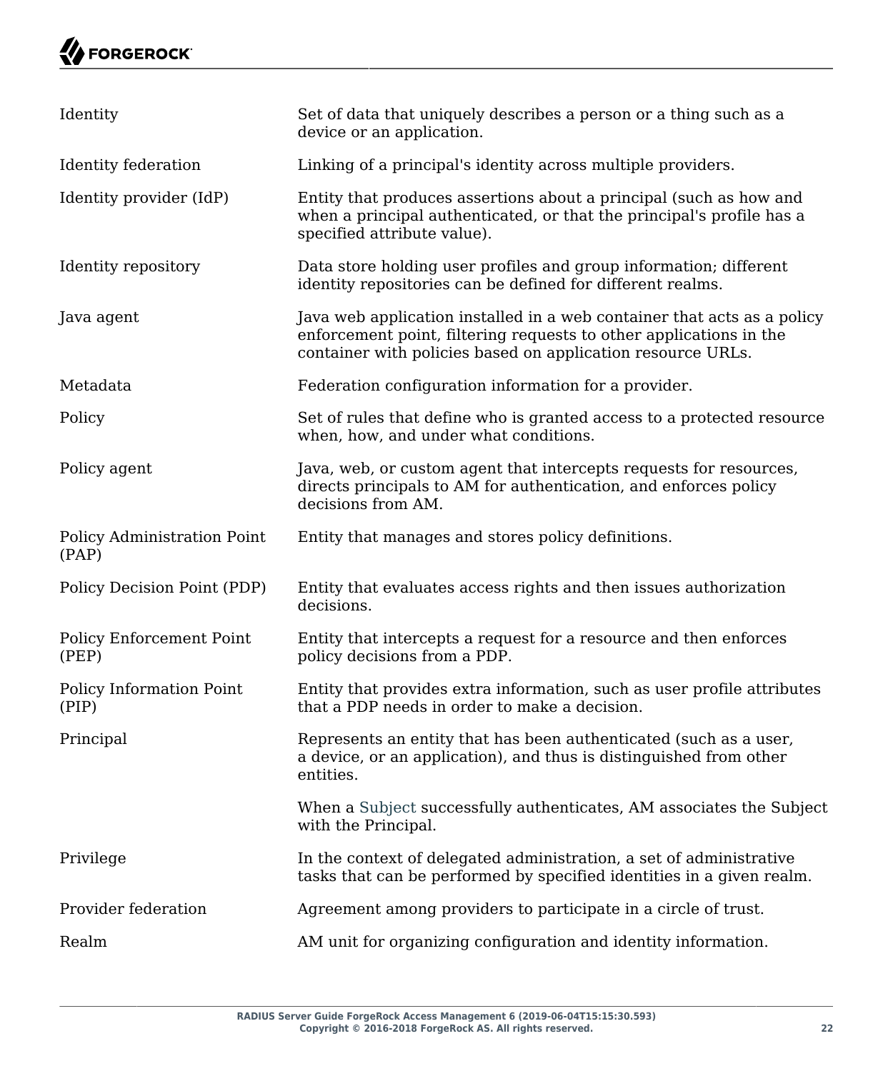| | |
|---|---|
| Identity | Set of data that uniquely describes a person or a thing such as a device or an application. |
| Identity federation | Linking of a principal's identity across multiple providers. |
| Identity provider (IdP) | Entity that produces assertions about a principal (such as how and when a principal authenticated, or that the principal's profile has a specified attribute value). |
| Identity repository | Data store holding user profiles and group information; different identity repositories can be defined for different realms. |
| Java agent | Java web application installed in a web container that acts as a policy enforcement point, filtering requests to other applications in the container with policies based on application resource URLs. |
| Metadata | Federation configuration information for a provider. |
| Policy | Set of rules that define who is granted access to a protected resource when, how, and under what conditions. |
| Policy agent | Java, web, or custom agent that intercepts requests for resources, directs principals to AM for authentication, and enforces policy decisions from AM. |
| Policy Administration Point (PAP) | Entity that manages and stores policy definitions. |
| Policy Decision Point (PDP) | Entity that evaluates access rights and then issues authorization decisions. |
| Policy Enforcement Point (PEP) | Entity that intercepts a request for a resource and then enforces policy decisions from a PDP. |
| Policy Information Point (PIP) | Entity that provides extra information, such as user profile attributes that a PDP needs in order to make a decision. |
| Principal | Represents an entity that has been authenticated (such as a user, a device, or an application), and thus is distinguished from other entities.<br><br>When a Subject successfully authenticates, AM associates the Subject with the Principal. |
| Privilege | In the context of delegated administration, a set of administrative tasks that can be performed by specified identities in a given realm. |
| Provider federation | Agreement among providers to participate in a circle of trust. |
| Realm | AM unit for organizing configuration and identity information. |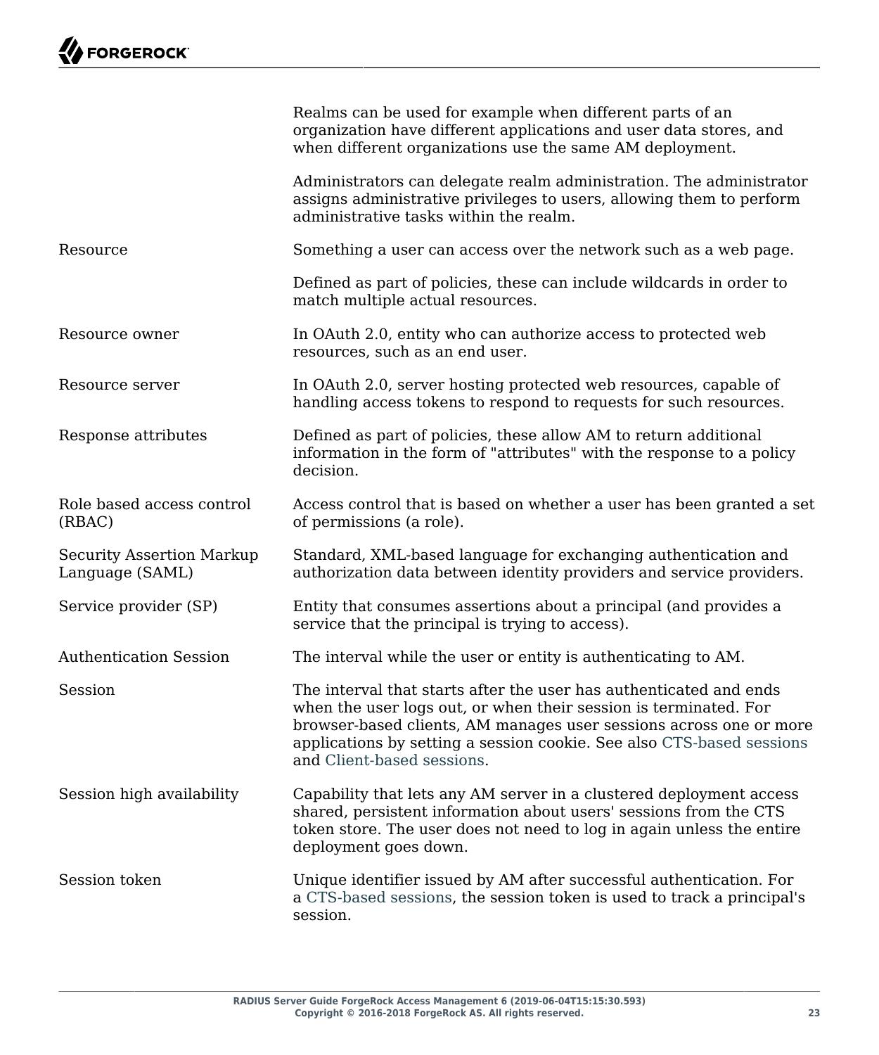| | |
|---|---|
| | Realms can be used for example when different parts of an organization have different applications and user data stores, and when different organizations use the same AM deployment.<br><br>Administrators can delegate realm administration. The administrator assigns administrative privileges to users, allowing them to perform administrative tasks within the realm. |
| Resource | Something a user can access over the network such as a web page.<br><br>Defined as part of policies, these can include wildcards in order to match multiple actual resources. |
| Resource owner | In OAuth 2.0, entity who can authorize access to protected web resources, such as an end user. |
| Resource server | In OAuth 2.0, server hosting protected web resources, capable of handling access tokens to respond to requests for such resources. |
| Response attributes | Defined as part of policies, these allow AM to return additional information in the form of "attributes" with the response to a policy decision. |
| Role based access control (RBAC) | Access control that is based on whether a user has been granted a set of permissions (a role). |
| Security Assertion Markup Language (SAML) | Standard, XML-based language for exchanging authentication and authorization data between identity providers and service providers. |
| Service provider (SP) | Entity that consumes assertions about a principal (and provides a service that the principal is trying to access). |
| Authentication Session | The interval while the user or entity is authenticating to AM. |
| Session | The interval that starts after the user has authenticated and ends when the user logs out, or when their session is terminated. For browser-based clients, AM manages user sessions across one or more applications by setting a session cookie. See also CTS-based sessions and Client-based sessions. |
| Session high availability | Capability that lets any AM server in a clustered deployment access shared, persistent information about users' sessions from the CTS token store. The user does not need to log in again unless the entire deployment goes down. |
| Session token | Unique identifier issued by AM after successful authentication. For a CTS-based sessions, the session token is used to track a principal's session. |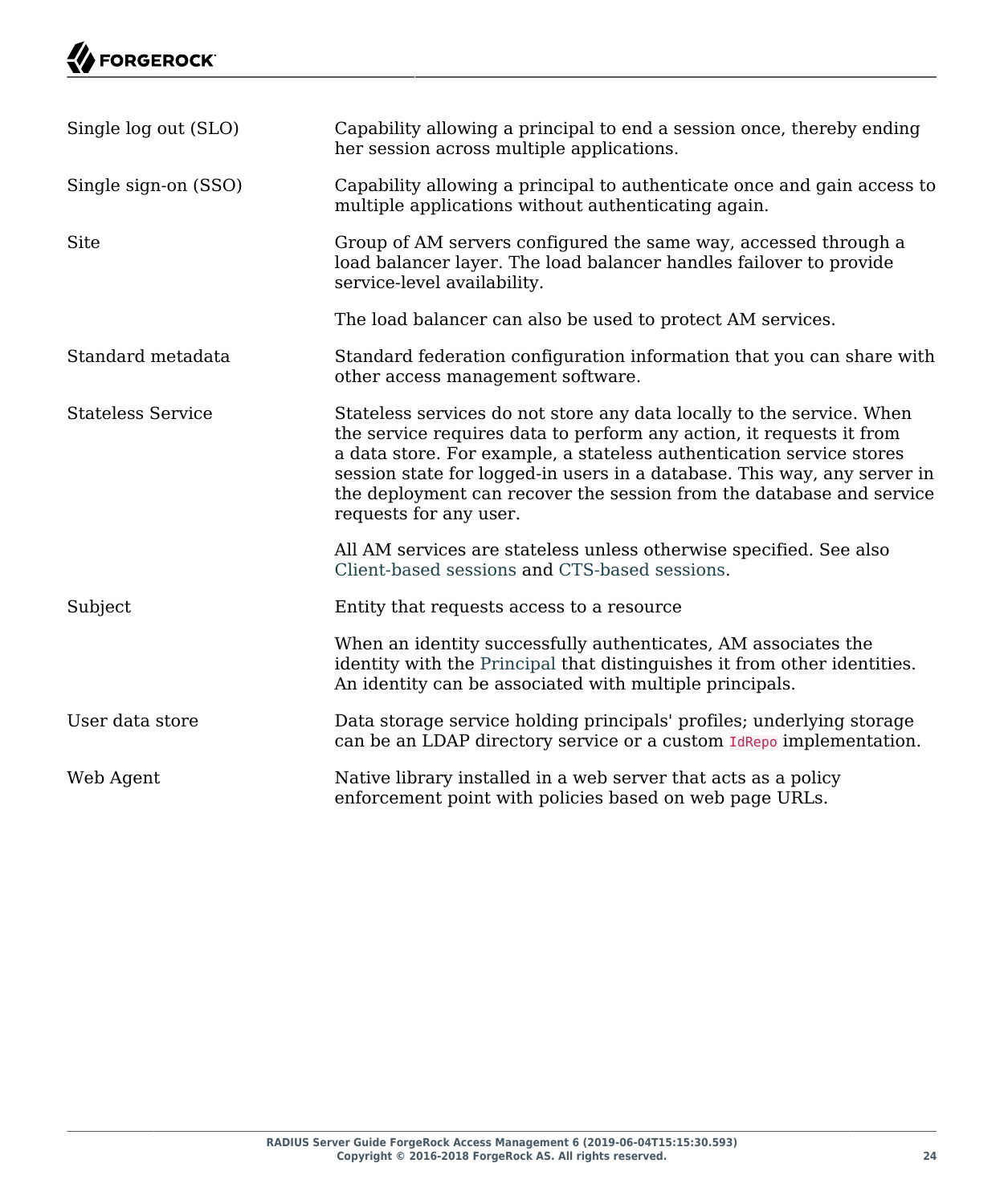| | |
|---|---|
| Single log out (SLO) | Capability allowing a principal to end a session once, thereby ending her session across multiple applications. |
| Single sign-on (SSO) | Capability allowing a principal to authenticate once and gain access to multiple applications without authenticating again. |
| Site | Group of AM servers configured the same way, accessed through a load balancer layer. The load balancer handles failover to provide service-level availability.<br><br>The load balancer can also be used to protect AM services. |
| Standard metadata | Standard federation configuration information that you can share with other access management software. |
| Stateless Service | Stateless services do not store any data locally to the service. When the service requires data to perform any action, it requests it from a data store. For example, a stateless authentication service stores session state for logged-in users in a database. This way, any server in the deployment can recover the session from the database and service requests for any user.<br><br>All AM services are stateless unless otherwise specified. See also Client-based sessions and CTS-based sessions. |
| Subject | Entity that requests access to a resource<br><br>When an identity successfully authenticates, AM associates the identity with the Principal that distinguishes it from other identities. An identity can be associated with multiple principals. |
| User data store | Data storage service holding principals' profiles; underlying storage can be an LDAP directory service or a custom `IdRepo` implementation. |
| Web Agent | Native library installed in a web server that acts as a policy enforcement point with policies based on web page URLs. |